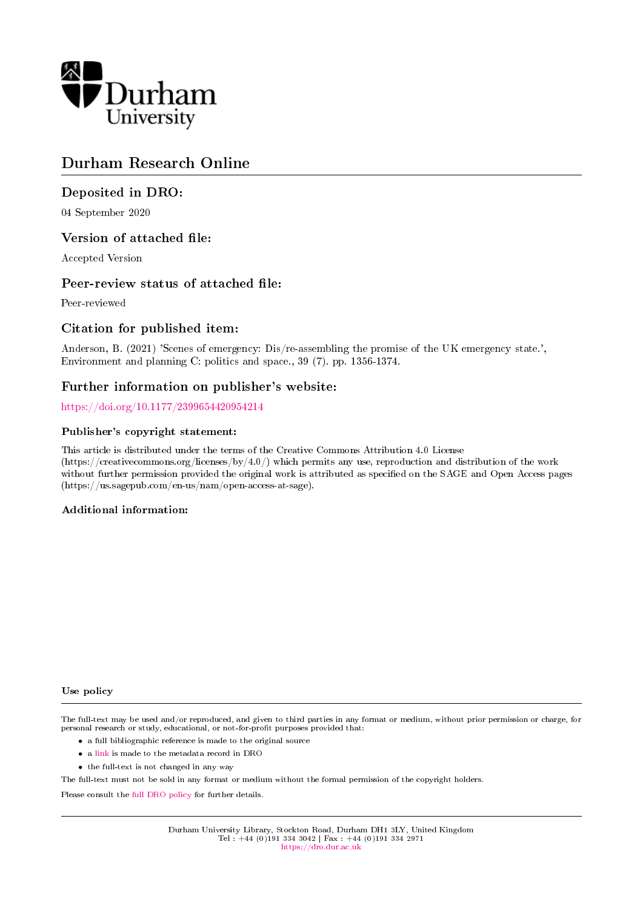# Durham Research Online

## Deposited in DRO:

04 September 2020

## Version of attached file:

Accepted Version

## Peer-review status of attached file:

Peer-reviewed

## Citation for published item:

Anderson, B. (2021) 'Scenes of emergency: Dis/re-assembling the promise of the UK emergency state.', Environment and planning C: politics and space., 39 (7). pp. 1356-1374.

## Further information on publisher's website:

https://doi.org/10.1177/2399654420954214

### Publisher's copyright statement:

This article is distributed under the terms of the Creative Commons Attribution 4.0 License (https://creativecommons.org/licenses/by/4.0/) which permits any use, reproduction and distribution of the work without further permission provided the original work is attributed as specified on the SAGE and Open Access pages (https://us.sagepub.com/en-us/nam/open-access-at-sage).

### Additional information:

#### Use policy

The full-text may be used and/or reproduced, and given to third parties in any format or medium, without prior permission or charge, for personal research or study, educational, or not-for-profit purposes provided that:

- a full bibliographic reference is made to the original source
- a link is made to the metadata record in DRO
- the full-text is not changed in any way

The full-text must not be sold in any format or medium without the formal permission of the copyright holders.

Please consult the full DRO policy for further details.

Durham University Library, Stockton Road, Durham DH1 3LY, United Kingdom
Tel : +44 (0)191 334 3042 | Fax : +44 (0)191 334 2971
https://dro.dur.ac.uk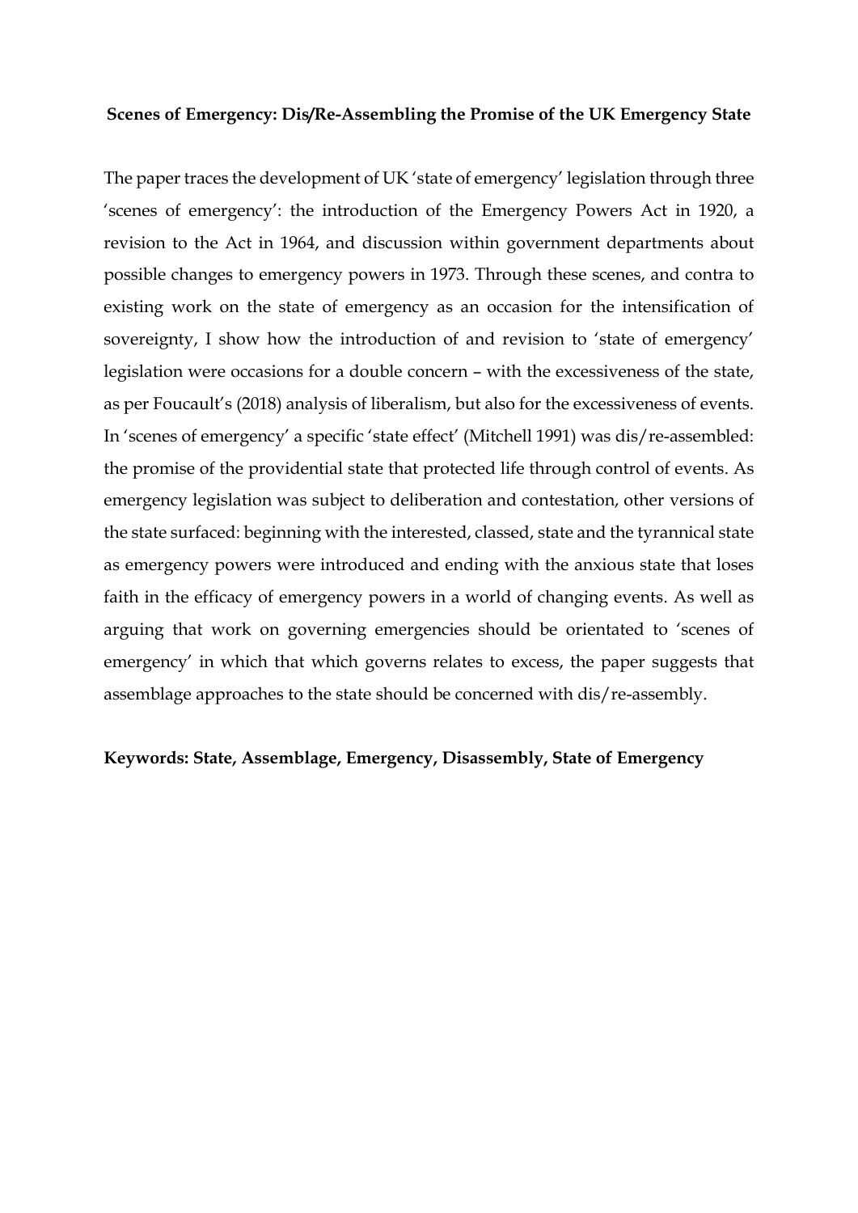**Scenes of Emergency: Dis/Re-Assembling the Promise of the UK Emergency State**

The paper traces the development of UK 'state of emergency' legislation through three 'scenes of emergency': the introduction of the Emergency Powers Act in 1920, a revision to the Act in 1964, and discussion within government departments about possible changes to emergency powers in 1973. Through these scenes, and contra to existing work on the state of emergency as an occasion for the intensification of sovereignty, I show how the introduction of and revision to 'state of emergency' legislation were occasions for a double concern – with the excessiveness of the state, as per Foucault's (2018) analysis of liberalism, but also for the excessiveness of events. In 'scenes of emergency' a specific 'state effect' (Mitchell 1991) was dis/re-assembled: the promise of the providential state that protected life through control of events. As emergency legislation was subject to deliberation and contestation, other versions of the state surfaced: beginning with the interested, classed, state and the tyrannical state as emergency powers were introduced and ending with the anxious state that loses faith in the efficacy of emergency powers in a world of changing events. As well as arguing that work on governing emergencies should be orientated to 'scenes of emergency' in which that which governs relates to excess, the paper suggests that assemblage approaches to the state should be concerned with dis/re-assembly.

**Keywords: State, Assemblage, Emergency, Disassembly, State of Emergency**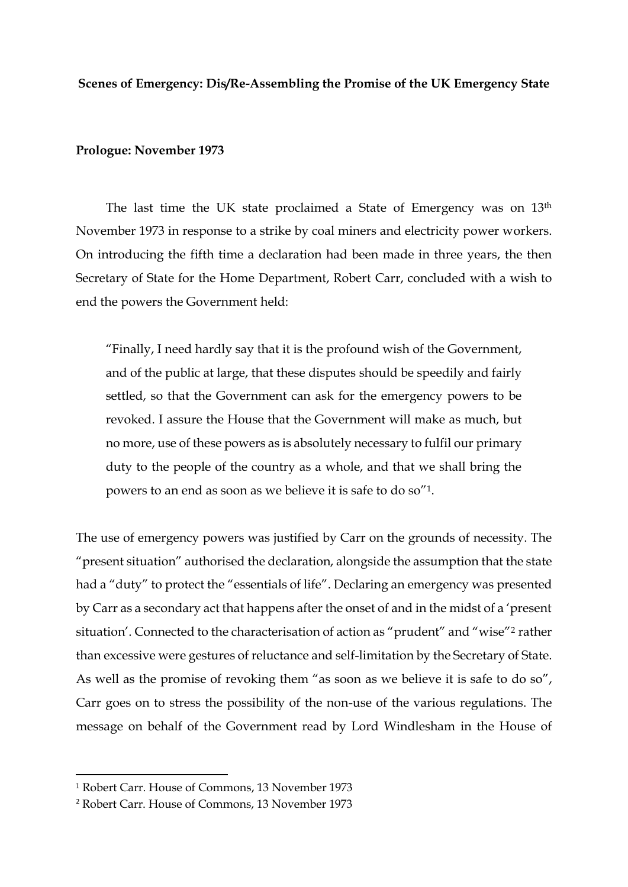**Scenes of Emergency: Dis/Re-Assembling the Promise of the UK Emergency State**

**Prologue: November 1973**

The last time the UK state proclaimed a State of Emergency was on 13th November 1973 in response to a strike by coal miners and electricity power workers. On introducing the fifth time a declaration had been made in three years, the then Secretary of State for the Home Department, Robert Carr, concluded with a wish to end the powers the Government held:

> "Finally, I need hardly say that it is the profound wish of the Government, and of the public at large, that these disputes should be speedily and fairly settled, so that the Government can ask for the emergency powers to be revoked. I assure the House that the Government will make as much, but no more, use of these powers as is absolutely necessary to fulfil our primary duty to the people of the country as a whole, and that we shall bring the powers to an end as soon as we believe it is safe to do so"[1].

The use of emergency powers was justified by Carr on the grounds of necessity. The "present situation" authorised the declaration, alongside the assumption that the state had a "duty" to protect the "essentials of life". Declaring an emergency was presented by Carr as a secondary act that happens after the onset of and in the midst of a 'present situation'. Connected to the characterisation of action as "prudent" and "wise"[2] rather than excessive were gestures of reluctance and self-limitation by the Secretary of State. As well as the promise of revoking them "as soon as we believe it is safe to do so", Carr goes on to stress the possibility of the non-use of the various regulations. The message on behalf of the Government read by Lord Windlesham in the House of

[1] Robert Carr. House of Commons, 13 November 1973

[2] Robert Carr. House of Commons, 13 November 1973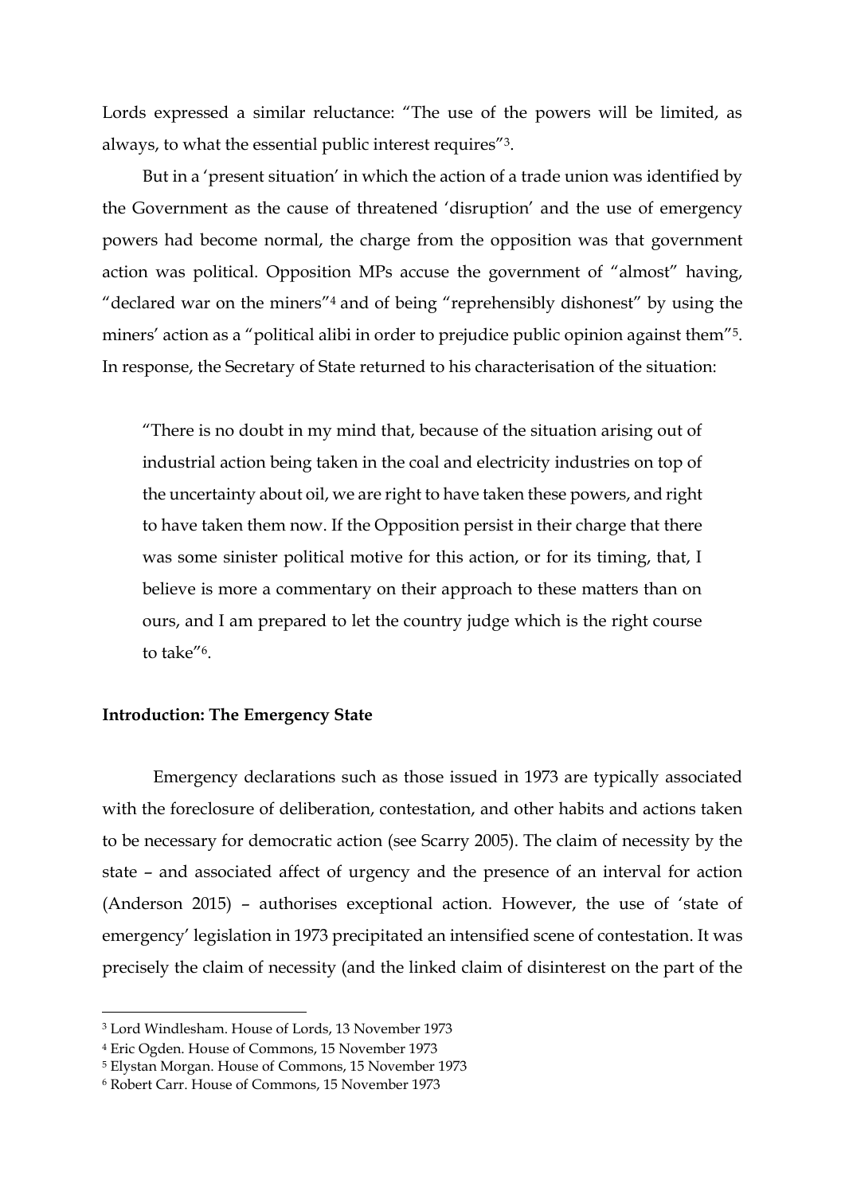Lords expressed a similar reluctance: "The use of the powers will be limited, as always, to what the essential public interest requires"[3].

But in a 'present situation' in which the action of a trade union was identified by the Government as the cause of threatened 'disruption' and the use of emergency powers had become normal, the charge from the opposition was that government action was political. Opposition MPs accuse the government of "almost" having, "declared war on the miners"[4] and of being "reprehensibly dishonest" by using the miners' action as a "political alibi in order to prejudice public opinion against them"[5]. In response, the Secretary of State returned to his characterisation of the situation:

> "There is no doubt in my mind that, because of the situation arising out of industrial action being taken in the coal and electricity industries on top of the uncertainty about oil, we are right to have taken these powers, and right to have taken them now. If the Opposition persist in their charge that there was some sinister political motive for this action, or for its timing, that, I believe is more a commentary on their approach to these matters than on ours, and I am prepared to let the country judge which is the right course to take"[6].

**Introduction: The Emergency State**

Emergency declarations such as those issued in 1973 are typically associated with the foreclosure of deliberation, contestation, and other habits and actions taken to be necessary for democratic action (see Scarry 2005). The claim of necessity by the state – and associated affect of urgency and the presence of an interval for action (Anderson 2015) – authorises exceptional action. However, the use of 'state of emergency' legislation in 1973 precipitated an intensified scene of contestation. It was precisely the claim of necessity (and the linked claim of disinterest on the part of the

---

[3] Lord Windlesham. House of Lords, 13 November 1973

[4] Eric Ogden. House of Commons, 15 November 1973

[5] Elystan Morgan. House of Commons, 15 November 1973

[6] Robert Carr. House of Commons, 15 November 1973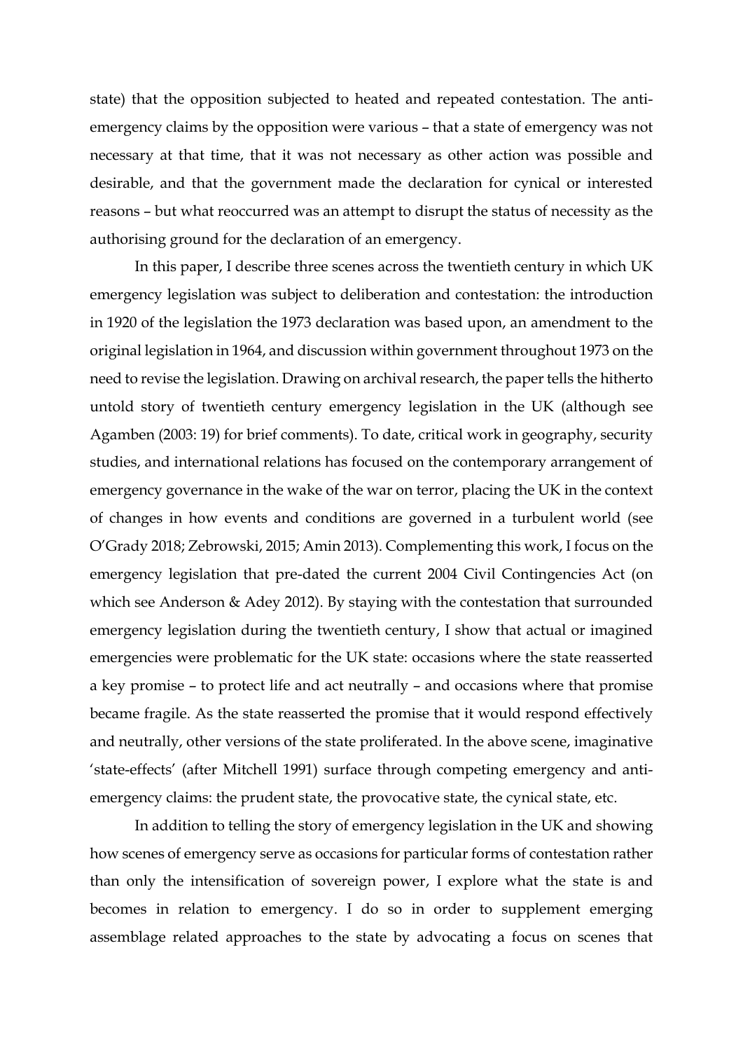state) that the opposition subjected to heated and repeated contestation. The anti-emergency claims by the opposition were various – that a state of emergency was not necessary at that time, that it was not necessary as other action was possible and desirable, and that the government made the declaration for cynical or interested reasons – but what reoccurred was an attempt to disrupt the status of necessity as the authorising ground for the declaration of an emergency.

In this paper, I describe three scenes across the twentieth century in which UK emergency legislation was subject to deliberation and contestation: the introduction in 1920 of the legislation the 1973 declaration was based upon, an amendment to the original legislation in 1964, and discussion within government throughout 1973 on the need to revise the legislation. Drawing on archival research, the paper tells the hitherto untold story of twentieth century emergency legislation in the UK (although see Agamben (2003: 19) for brief comments). To date, critical work in geography, security studies, and international relations has focused on the contemporary arrangement of emergency governance in the wake of the war on terror, placing the UK in the context of changes in how events and conditions are governed in a turbulent world (see O'Grady 2018; Zebrowski, 2015; Amin 2013). Complementing this work, I focus on the emergency legislation that pre-dated the current 2004 Civil Contingencies Act (on which see Anderson & Adey 2012). By staying with the contestation that surrounded emergency legislation during the twentieth century, I show that actual or imagined emergencies were problematic for the UK state: occasions where the state reasserted a key promise – to protect life and act neutrally – and occasions where that promise became fragile. As the state reasserted the promise that it would respond effectively and neutrally, other versions of the state proliferated. In the above scene, imaginative 'state-effects' (after Mitchell 1991) surface through competing emergency and anti-emergency claims: the prudent state, the provocative state, the cynical state, etc.

In addition to telling the story of emergency legislation in the UK and showing how scenes of emergency serve as occasions for particular forms of contestation rather than only the intensification of sovereign power, I explore what the state is and becomes in relation to emergency. I do so in order to supplement emerging assemblage related approaches to the state by advocating a focus on scenes that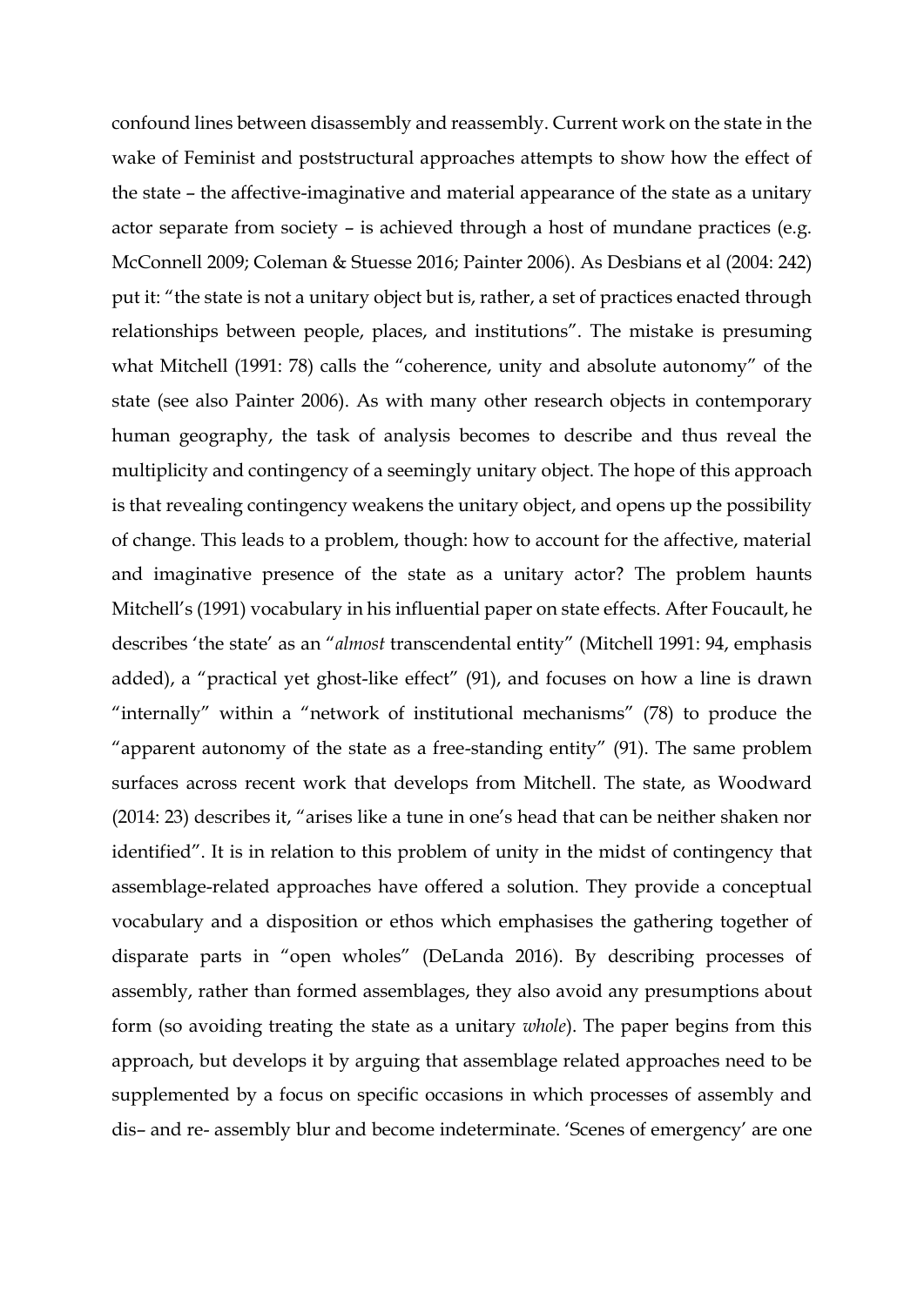confound lines between disassembly and reassembly. Current work on the state in the wake of Feminist and poststructural approaches attempts to show how the effect of the state – the affective-imaginative and material appearance of the state as a unitary actor separate from society – is achieved through a host of mundane practices (e.g. McConnell 2009; Coleman & Stuesse 2016; Painter 2006). As Desbians et al (2004: 242) put it: "the state is not a unitary object but is, rather, a set of practices enacted through relationships between people, places, and institutions". The mistake is presuming what Mitchell (1991: 78) calls the "coherence, unity and absolute autonomy" of the state (see also Painter 2006). As with many other research objects in contemporary human geography, the task of analysis becomes to describe and thus reveal the multiplicity and contingency of a seemingly unitary object. The hope of this approach is that revealing contingency weakens the unitary object, and opens up the possibility of change. This leads to a problem, though: how to account for the affective, material and imaginative presence of the state as a unitary actor? The problem haunts Mitchell's (1991) vocabulary in his influential paper on state effects. After Foucault, he describes 'the state' as an "*almost* transcendental entity" (Mitchell 1991: 94, emphasis added), a "practical yet ghost-like effect" (91), and focuses on how a line is drawn "internally" within a "network of institutional mechanisms" (78) to produce the "apparent autonomy of the state as a free-standing entity" (91). The same problem surfaces across recent work that develops from Mitchell. The state, as Woodward (2014: 23) describes it, "arises like a tune in one's head that can be neither shaken nor identified". It is in relation to this problem of unity in the midst of contingency that assemblage-related approaches have offered a solution. They provide a conceptual vocabulary and a disposition or ethos which emphasises the gathering together of disparate parts in "open wholes" (DeLanda 2016). By describing processes of assembly, rather than formed assemblages, they also avoid any presumptions about form (so avoiding treating the state as a unitary *whole*). The paper begins from this approach, but develops it by arguing that assemblage related approaches need to be supplemented by a focus on specific occasions in which processes of assembly and dis– and re- assembly blur and become indeterminate. 'Scenes of emergency' are one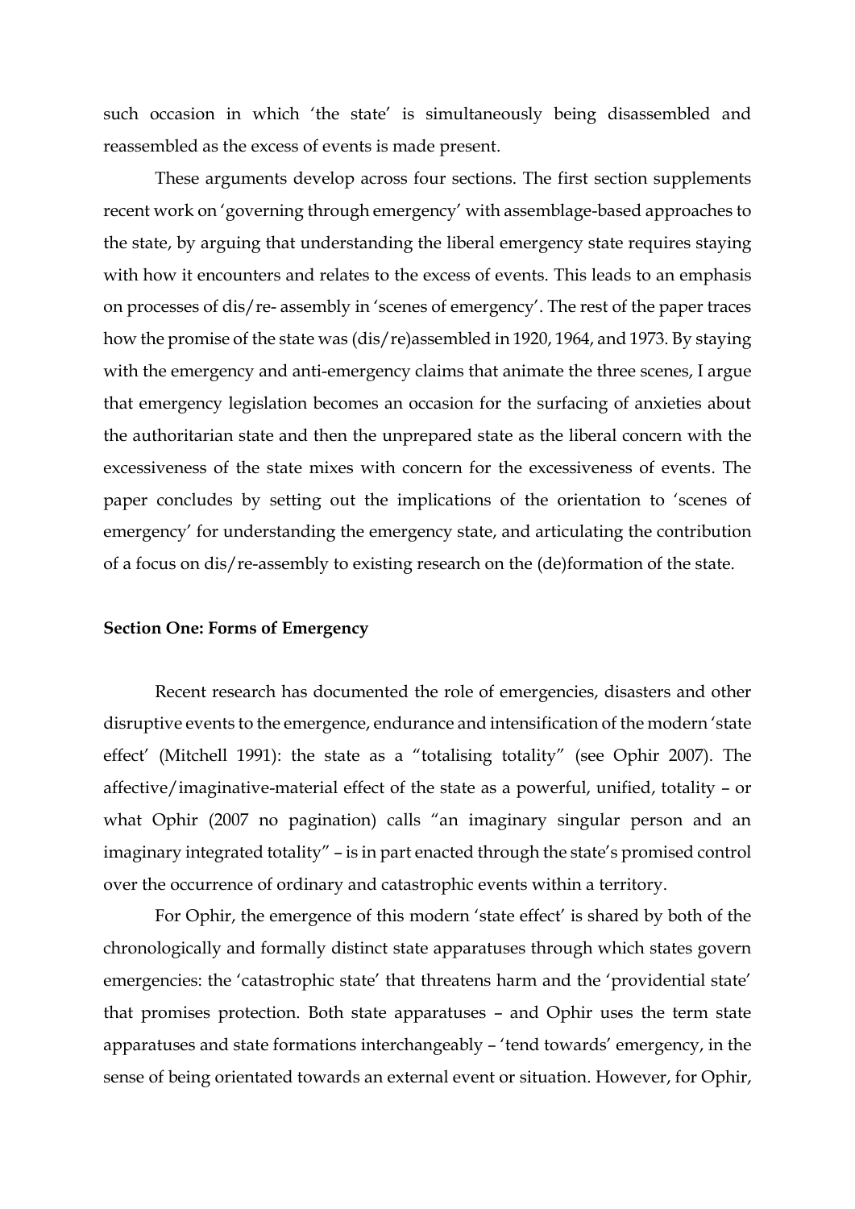such occasion in which 'the state' is simultaneously being disassembled and reassembled as the excess of events is made present.

These arguments develop across four sections. The first section supplements recent work on 'governing through emergency' with assemblage-based approaches to the state, by arguing that understanding the liberal emergency state requires staying with how it encounters and relates to the excess of events. This leads to an emphasis on processes of dis/re- assembly in 'scenes of emergency'. The rest of the paper traces how the promise of the state was (dis/re)assembled in 1920, 1964, and 1973. By staying with the emergency and anti-emergency claims that animate the three scenes, I argue that emergency legislation becomes an occasion for the surfacing of anxieties about the authoritarian state and then the unprepared state as the liberal concern with the excessiveness of the state mixes with concern for the excessiveness of events. The paper concludes by setting out the implications of the orientation to 'scenes of emergency' for understanding the emergency state, and articulating the contribution of a focus on dis/re-assembly to existing research on the (de)formation of the state.

**Section One: Forms of Emergency**

Recent research has documented the role of emergencies, disasters and other disruptive events to the emergence, endurance and intensification of the modern 'state effect' (Mitchell 1991): the state as a "totalising totality" (see Ophir 2007). The affective/imaginative-material effect of the state as a powerful, unified, totality – or what Ophir (2007 no pagination) calls "an imaginary singular person and an imaginary integrated totality" – is in part enacted through the state's promised control over the occurrence of ordinary and catastrophic events within a territory.

For Ophir, the emergence of this modern 'state effect' is shared by both of the chronologically and formally distinct state apparatuses through which states govern emergencies: the 'catastrophic state' that threatens harm and the 'providential state' that promises protection. Both state apparatuses – and Ophir uses the term state apparatuses and state formations interchangeably – 'tend towards' emergency, in the sense of being orientated towards an external event or situation. However, for Ophir,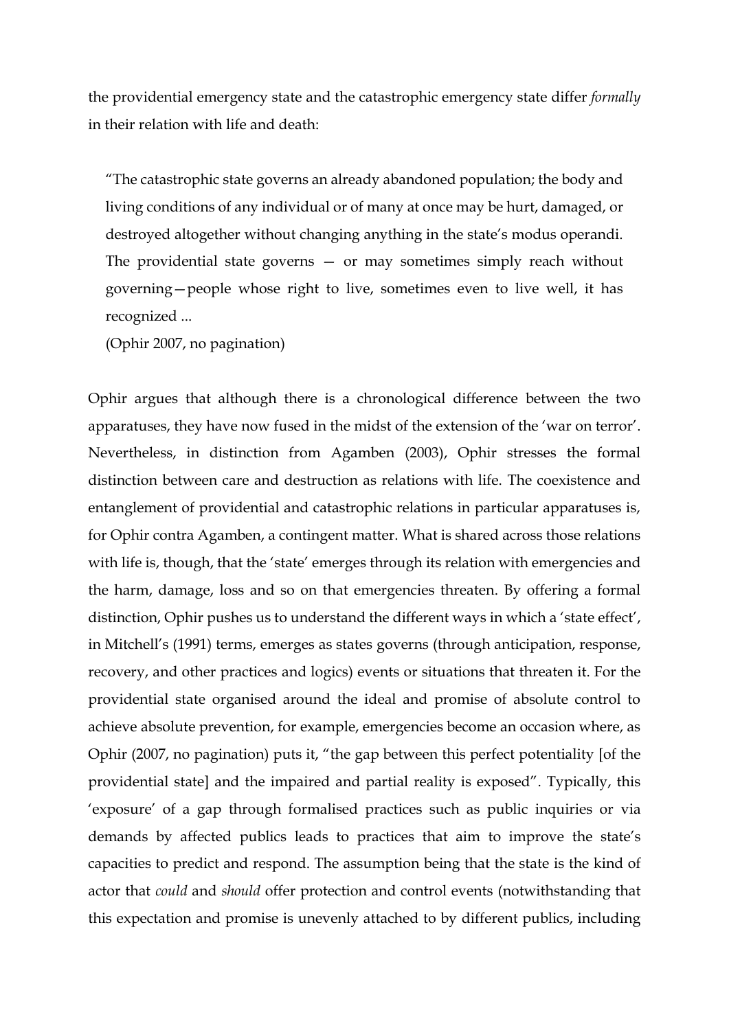the providential emergency state and the catastrophic emergency state differ *formally* in their relation with life and death:

> "The catastrophic state governs an already abandoned population; the body and living conditions of any individual or of many at once may be hurt, damaged, or destroyed altogether without changing anything in the state's modus operandi. The providential state governs — or may sometimes simply reach without governing—people whose right to live, sometimes even to live well, it has recognized ...
>
> (Ophir 2007, no pagination)

Ophir argues that although there is a chronological difference between the two apparatuses, they have now fused in the midst of the extension of the 'war on terror'. Nevertheless, in distinction from Agamben (2003), Ophir stresses the formal distinction between care and destruction as relations with life. The coexistence and entanglement of providential and catastrophic relations in particular apparatuses is, for Ophir contra Agamben, a contingent matter. What is shared across those relations with life is, though, that the 'state' emerges through its relation with emergencies and the harm, damage, loss and so on that emergencies threaten. By offering a formal distinction, Ophir pushes us to understand the different ways in which a 'state effect', in Mitchell's (1991) terms, emerges as states governs (through anticipation, response, recovery, and other practices and logics) events or situations that threaten it. For the providential state organised around the ideal and promise of absolute control to achieve absolute prevention, for example, emergencies become an occasion where, as Ophir (2007, no pagination) puts it, "the gap between this perfect potentiality [of the providential state] and the impaired and partial reality is exposed". Typically, this 'exposure' of a gap through formalised practices such as public inquiries or via demands by affected publics leads to practices that aim to improve the state's capacities to predict and respond. The assumption being that the state is the kind of actor that *could* and *should* offer protection and control events (notwithstanding that this expectation and promise is unevenly attached to by different publics, including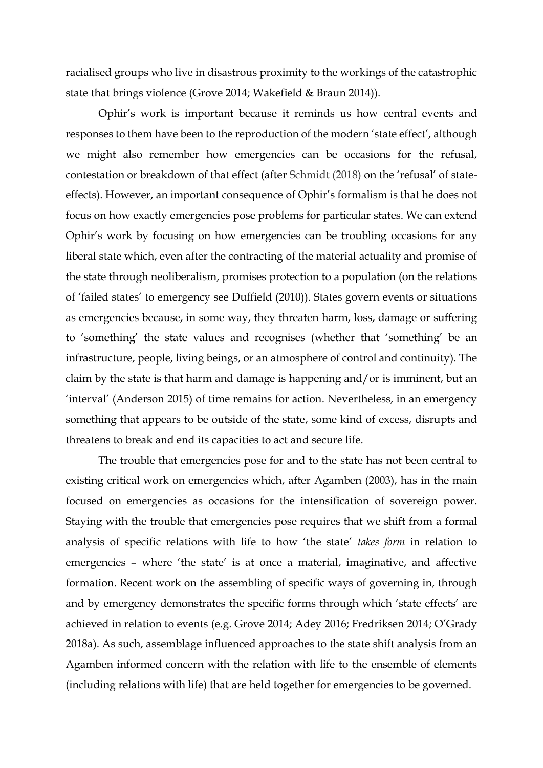racialised groups who live in disastrous proximity to the workings of the catastrophic state that brings violence (Grove 2014; Wakefield & Braun 2014)).

Ophir's work is important because it reminds us how central events and responses to them have been to the reproduction of the modern 'state effect', although we might also remember how emergencies can be occasions for the refusal, contestation or breakdown of that effect (after Schmidt (2018) on the 'refusal' of state-effects). However, an important consequence of Ophir's formalism is that he does not focus on how exactly emergencies pose problems for particular states. We can extend Ophir's work by focusing on how emergencies can be troubling occasions for any liberal state which, even after the contracting of the material actuality and promise of the state through neoliberalism, promises protection to a population (on the relations of 'failed states' to emergency see Duffield (2010)). States govern events or situations as emergencies because, in some way, they threaten harm, loss, damage or suffering to 'something' the state values and recognises (whether that 'something' be an infrastructure, people, living beings, or an atmosphere of control and continuity). The claim by the state is that harm and damage is happening and/or is imminent, but an 'interval' (Anderson 2015) of time remains for action. Nevertheless, in an emergency something that appears to be outside of the state, some kind of excess, disrupts and threatens to break and end its capacities to act and secure life.

The trouble that emergencies pose for and to the state has not been central to existing critical work on emergencies which, after Agamben (2003), has in the main focused on emergencies as occasions for the intensification of sovereign power. Staying with the trouble that emergencies pose requires that we shift from a formal analysis of specific relations with life to how 'the state' *takes form* in relation to emergencies – where 'the state' is at once a material, imaginative, and affective formation. Recent work on the assembling of specific ways of governing in, through and by emergency demonstrates the specific forms through which 'state effects' are achieved in relation to events (e.g. Grove 2014; Adey 2016; Fredriksen 2014; O'Grady 2018a). As such, assemblage influenced approaches to the state shift analysis from an Agamben informed concern with the relation with life to the ensemble of elements (including relations with life) that are held together for emergencies to be governed.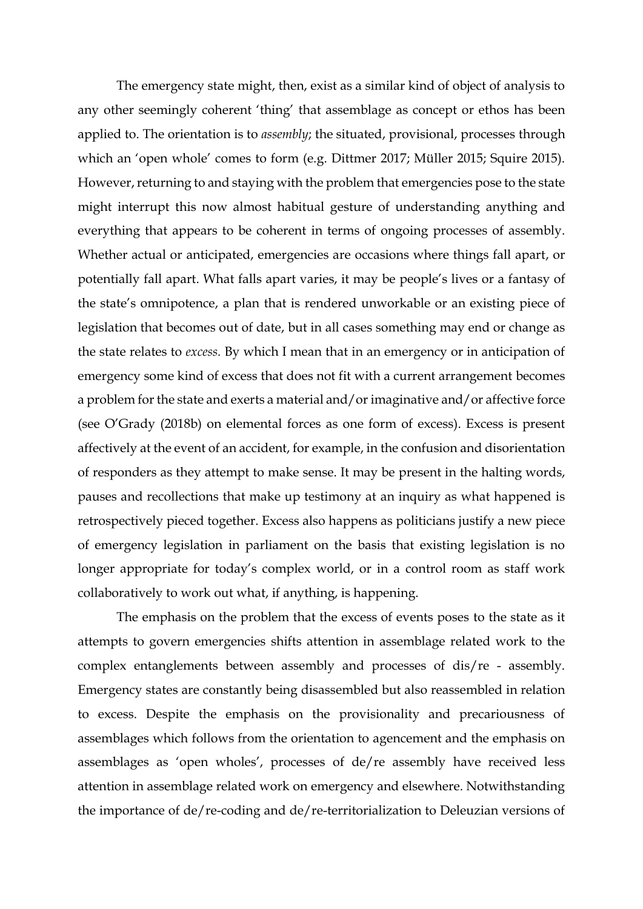The emergency state might, then, exist as a similar kind of object of analysis to any other seemingly coherent 'thing' that assemblage as concept or ethos has been applied to. The orientation is to *assembly*; the situated, provisional, processes through which an 'open whole' comes to form (e.g. Dittmer 2017; Müller 2015; Squire 2015). However, returning to and staying with the problem that emergencies pose to the state might interrupt this now almost habitual gesture of understanding anything and everything that appears to be coherent in terms of ongoing processes of assembly. Whether actual or anticipated, emergencies are occasions where things fall apart, or potentially fall apart. What falls apart varies, it may be people's lives or a fantasy of the state's omnipotence, a plan that is rendered unworkable or an existing piece of legislation that becomes out of date, but in all cases something may end or change as the state relates to *excess.* By which I mean that in an emergency or in anticipation of emergency some kind of excess that does not fit with a current arrangement becomes a problem for the state and exerts a material and/or imaginative and/or affective force (see O'Grady (2018b) on elemental forces as one form of excess). Excess is present affectively at the event of an accident, for example, in the confusion and disorientation of responders as they attempt to make sense. It may be present in the halting words, pauses and recollections that make up testimony at an inquiry as what happened is retrospectively pieced together. Excess also happens as politicians justify a new piece of emergency legislation in parliament on the basis that existing legislation is no longer appropriate for today's complex world, or in a control room as staff work collaboratively to work out what, if anything, is happening.

The emphasis on the problem that the excess of events poses to the state as it attempts to govern emergencies shifts attention in assemblage related work to the complex entanglements between assembly and processes of dis/re - assembly. Emergency states are constantly being disassembled but also reassembled in relation to excess. Despite the emphasis on the provisionality and precariousness of assemblages which follows from the orientation to agencement and the emphasis on assemblages as 'open wholes', processes of de/re assembly have received less attention in assemblage related work on emergency and elsewhere. Notwithstanding the importance of de/re-coding and de/re-territorialization to Deleuzian versions of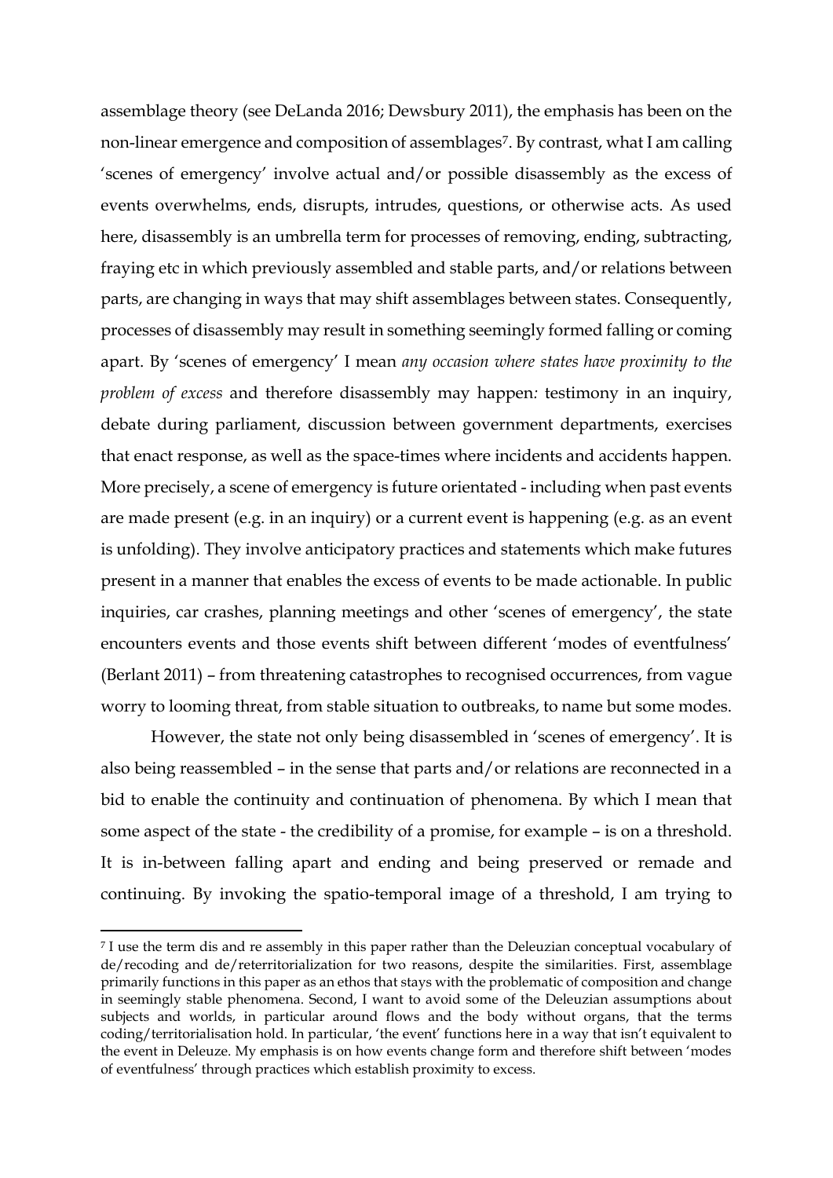assemblage theory (see DeLanda 2016; Dewsbury 2011), the emphasis has been on the non-linear emergence and composition of assemblages[7]. By contrast, what I am calling 'scenes of emergency' involve actual and/or possible disassembly as the excess of events overwhelms, ends, disrupts, intrudes, questions, or otherwise acts. As used here, disassembly is an umbrella term for processes of removing, ending, subtracting, fraying etc in which previously assembled and stable parts, and/or relations between parts, are changing in ways that may shift assemblages between states. Consequently, processes of disassembly may result in something seemingly formed falling or coming apart. By 'scenes of emergency' I mean *any occasion where states have proximity to the problem of excess* and therefore disassembly may happen*:* testimony in an inquiry, debate during parliament, discussion between government departments, exercises that enact response, as well as the space-times where incidents and accidents happen. More precisely, a scene of emergency is future orientated - including when past events are made present (e.g. in an inquiry) or a current event is happening (e.g. as an event is unfolding). They involve anticipatory practices and statements which make futures present in a manner that enables the excess of events to be made actionable. In public inquiries, car crashes, planning meetings and other 'scenes of emergency', the state encounters events and those events shift between different 'modes of eventfulness' (Berlant 2011) – from threatening catastrophes to recognised occurrences, from vague worry to looming threat, from stable situation to outbreaks, to name but some modes.

However, the state not only being disassembled in 'scenes of emergency'. It is also being reassembled – in the sense that parts and/or relations are reconnected in a bid to enable the continuity and continuation of phenomena. By which I mean that some aspect of the state - the credibility of a promise, for example – is on a threshold. It is in-between falling apart and ending and being preserved or remade and continuing. By invoking the spatio-temporal image of a threshold, I am trying to

[7] I use the term dis and re assembly in this paper rather than the Deleuzian conceptual vocabulary of de/recoding and de/reterritorialization for two reasons, despite the similarities. First, assemblage primarily functions in this paper as an ethos that stays with the problematic of composition and change in seemingly stable phenomena. Second, I want to avoid some of the Deleuzian assumptions about subjects and worlds, in particular around flows and the body without organs, that the terms coding/territorialisation hold. In particular, 'the event' functions here in a way that isn't equivalent to the event in Deleuze. My emphasis is on how events change form and therefore shift between 'modes of eventfulness' through practices which establish proximity to excess.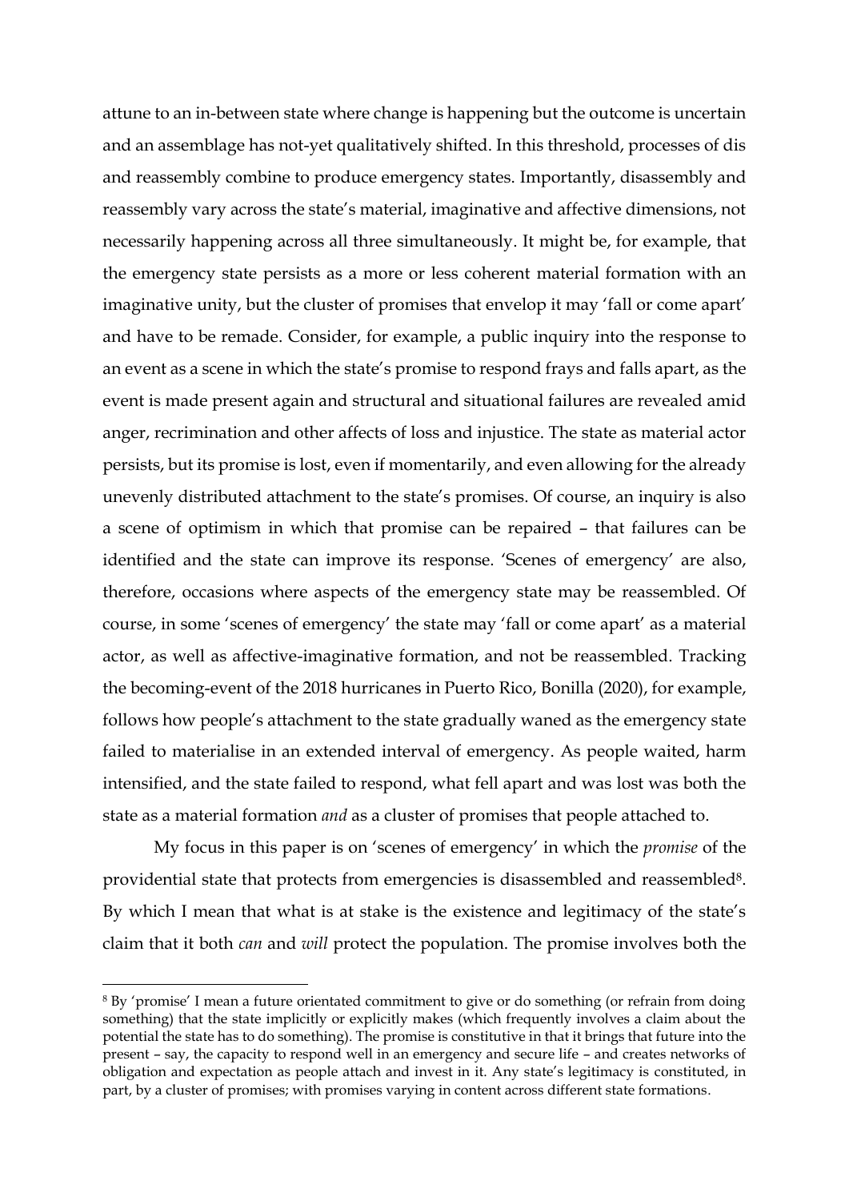attune to an in-between state where change is happening but the outcome is uncertain and an assemblage has not-yet qualitatively shifted. In this threshold, processes of dis and reassembly combine to produce emergency states. Importantly, disassembly and reassembly vary across the state's material, imaginative and affective dimensions, not necessarily happening across all three simultaneously. It might be, for example, that the emergency state persists as a more or less coherent material formation with an imaginative unity, but the cluster of promises that envelop it may 'fall or come apart' and have to be remade. Consider, for example, a public inquiry into the response to an event as a scene in which the state's promise to respond frays and falls apart, as the event is made present again and structural and situational failures are revealed amid anger, recrimination and other affects of loss and injustice. The state as material actor persists, but its promise is lost, even if momentarily, and even allowing for the already unevenly distributed attachment to the state's promises. Of course, an inquiry is also a scene of optimism in which that promise can be repaired – that failures can be identified and the state can improve its response. 'Scenes of emergency' are also, therefore, occasions where aspects of the emergency state may be reassembled. Of course, in some 'scenes of emergency' the state may 'fall or come apart' as a material actor, as well as affective-imaginative formation, and not be reassembled. Tracking the becoming-event of the 2018 hurricanes in Puerto Rico, Bonilla (2020), for example, follows how people's attachment to the state gradually waned as the emergency state failed to materialise in an extended interval of emergency. As people waited, harm intensified, and the state failed to respond, what fell apart and was lost was both the state as a material formation *and* as a cluster of promises that people attached to.

My focus in this paper is on 'scenes of emergency' in which the *promise* of the providential state that protects from emergencies is disassembled and reassembled[8]. By which I mean that what is at stake is the existence and legitimacy of the state's claim that it both *can* and *will* protect the population. The promise involves both the

[8] By 'promise' I mean a future orientated commitment to give or do something (or refrain from doing something) that the state implicitly or explicitly makes (which frequently involves a claim about the potential the state has to do something). The promise is constitutive in that it brings that future into the present – say, the capacity to respond well in an emergency and secure life – and creates networks of obligation and expectation as people attach and invest in it. Any state's legitimacy is constituted, in part, by a cluster of promises; with promises varying in content across different state formations.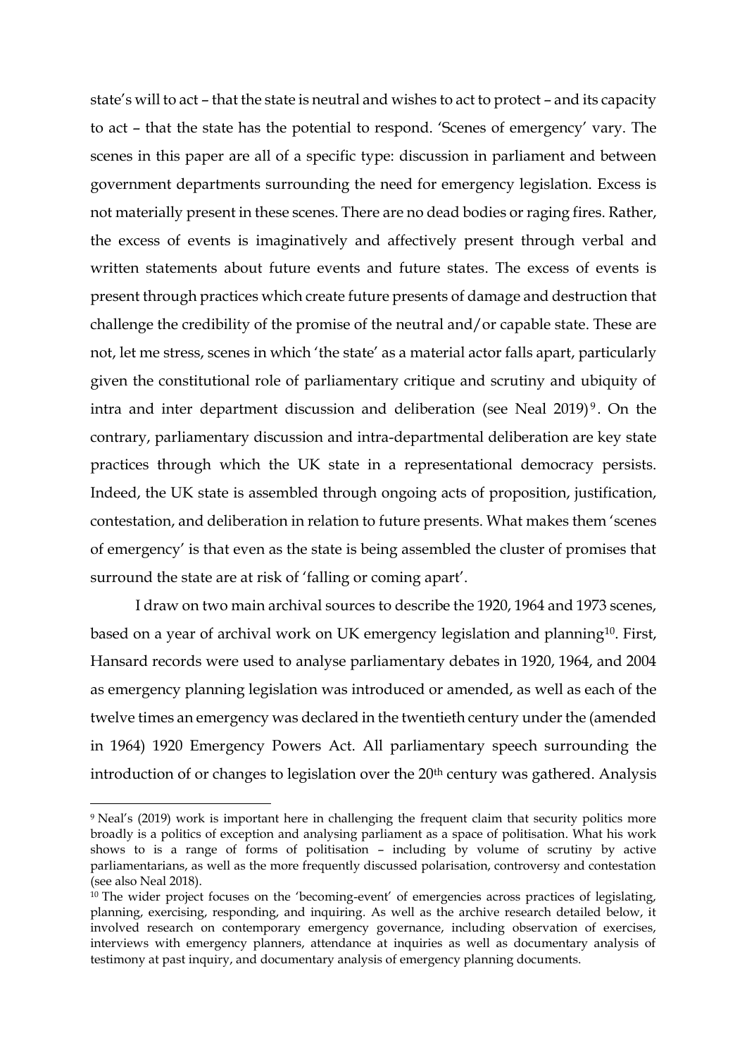state's will to act – that the state is neutral and wishes to act to protect – and its capacity to act – that the state has the potential to respond. 'Scenes of emergency' vary. The scenes in this paper are all of a specific type: discussion in parliament and between government departments surrounding the need for emergency legislation. Excess is not materially present in these scenes. There are no dead bodies or raging fires. Rather, the excess of events is imaginatively and affectively present through verbal and written statements about future events and future states. The excess of events is present through practices which create future presents of damage and destruction that challenge the credibility of the promise of the neutral and/or capable state. These are not, let me stress, scenes in which 'the state' as a material actor falls apart, particularly given the constitutional role of parliamentary critique and scrutiny and ubiquity of intra and inter department discussion and deliberation (see Neal 2019)[9]. On the contrary, parliamentary discussion and intra-departmental deliberation are key state practices through which the UK state in a representational democracy persists. Indeed, the UK state is assembled through ongoing acts of proposition, justification, contestation, and deliberation in relation to future presents. What makes them 'scenes of emergency' is that even as the state is being assembled the cluster of promises that surround the state are at risk of 'falling or coming apart'.

I draw on two main archival sources to describe the 1920, 1964 and 1973 scenes, based on a year of archival work on UK emergency legislation and planning[10]. First, Hansard records were used to analyse parliamentary debates in 1920, 1964, and 2004 as emergency planning legislation was introduced or amended, as well as each of the twelve times an emergency was declared in the twentieth century under the (amended in 1964) 1920 Emergency Powers Act. All parliamentary speech surrounding the introduction of or changes to legislation over the 20th century was gathered. Analysis

[9] Neal's (2019) work is important here in challenging the frequent claim that security politics more broadly is a politics of exception and analysing parliament as a space of politisation. What his work shows to is a range of forms of politisation – including by volume of scrutiny by active parliamentarians, as well as the more frequently discussed polarisation, controversy and contestation (see also Neal 2018).

[10] The wider project focuses on the 'becoming-event' of emergencies across practices of legislating, planning, exercising, responding, and inquiring. As well as the archive research detailed below, it involved research on contemporary emergency governance, including observation of exercises, interviews with emergency planners, attendance at inquiries as well as documentary analysis of testimony at past inquiry, and documentary analysis of emergency planning documents.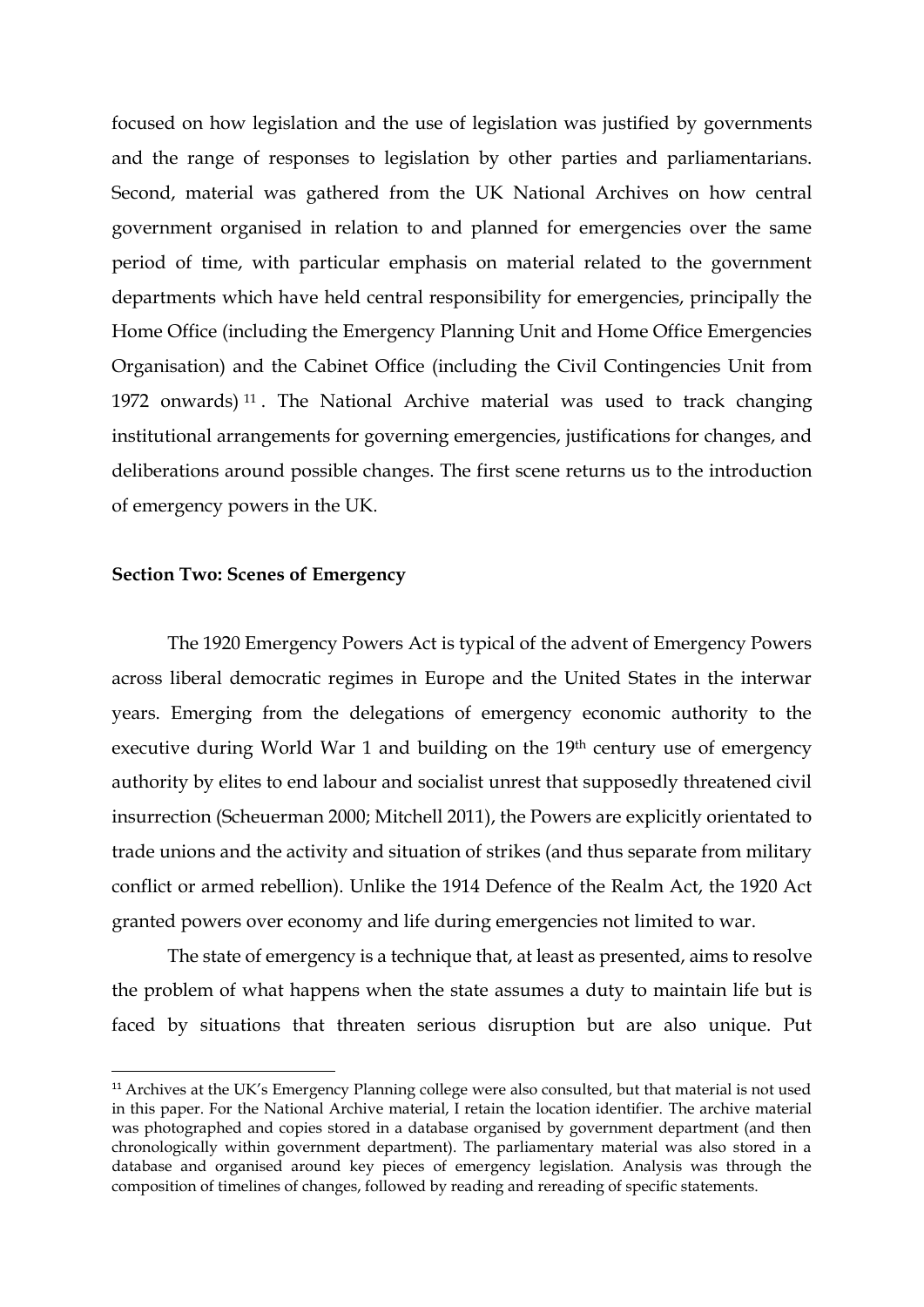focused on how legislation and the use of legislation was justified by governments and the range of responses to legislation by other parties and parliamentarians. Second, material was gathered from the UK National Archives on how central government organised in relation to and planned for emergencies over the same period of time, with particular emphasis on material related to the government departments which have held central responsibility for emergencies, principally the Home Office (including the Emergency Planning Unit and Home Office Emergencies Organisation) and the Cabinet Office (including the Civil Contingencies Unit from 1972 onwards) [11]. The National Archive material was used to track changing institutional arrangements for governing emergencies, justifications for changes, and deliberations around possible changes. The first scene returns us to the introduction of emergency powers in the UK.

## Section Two: Scenes of Emergency

The 1920 Emergency Powers Act is typical of the advent of Emergency Powers across liberal democratic regimes in Europe and the United States in the interwar years. Emerging from the delegations of emergency economic authority to the executive during World War 1 and building on the 19th century use of emergency authority by elites to end labour and socialist unrest that supposedly threatened civil insurrection (Scheuerman 2000; Mitchell 2011), the Powers are explicitly orientated to trade unions and the activity and situation of strikes (and thus separate from military conflict or armed rebellion). Unlike the 1914 Defence of the Realm Act, the 1920 Act granted powers over economy and life during emergencies not limited to war.

The state of emergency is a technique that, at least as presented, aims to resolve the problem of what happens when the state assumes a duty to maintain life but is faced by situations that threaten serious disruption but are also unique. Put

[11] Archives at the UK's Emergency Planning college were also consulted, but that material is not used in this paper. For the National Archive material, I retain the location identifier. The archive material was photographed and copies stored in a database organised by government department (and then chronologically within government department). The parliamentary material was also stored in a database and organised around key pieces of emergency legislation. Analysis was through the composition of timelines of changes, followed by reading and rereading of specific statements.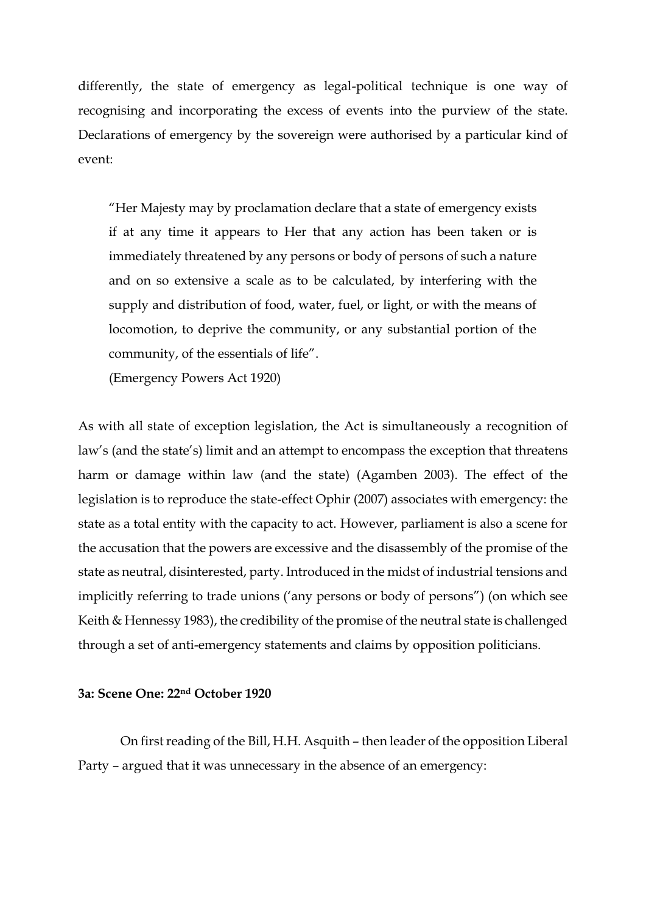differently, the state of emergency as legal-political technique is one way of recognising and incorporating the excess of events into the purview of the state. Declarations of emergency by the sovereign were authorised by a particular kind of event:

> "Her Majesty may by proclamation declare that a state of emergency exists if at any time it appears to Her that any action has been taken or is immediately threatened by any persons or body of persons of such a nature and on so extensive a scale as to be calculated, by interfering with the supply and distribution of food, water, fuel, or light, or with the means of locomotion, to deprive the community, or any substantial portion of the community, of the essentials of life".
>
> (Emergency Powers Act 1920)

As with all state of exception legislation, the Act is simultaneously a recognition of law's (and the state's) limit and an attempt to encompass the exception that threatens harm or damage within law (and the state) (Agamben 2003). The effect of the legislation is to reproduce the state-effect Ophir (2007) associates with emergency: the state as a total entity with the capacity to act. However, parliament is also a scene for the accusation that the powers are excessive and the disassembly of the promise of the state as neutral, disinterested, party. Introduced in the midst of industrial tensions and implicitly referring to trade unions ('any persons or body of persons") (on which see Keith & Hennessy 1983), the credibility of the promise of the neutral state is challenged through a set of anti-emergency statements and claims by opposition politicians.

### 3a: Scene One: 22nd October 1920

On first reading of the Bill, H.H. Asquith – then leader of the opposition Liberal Party – argued that it was unnecessary in the absence of an emergency: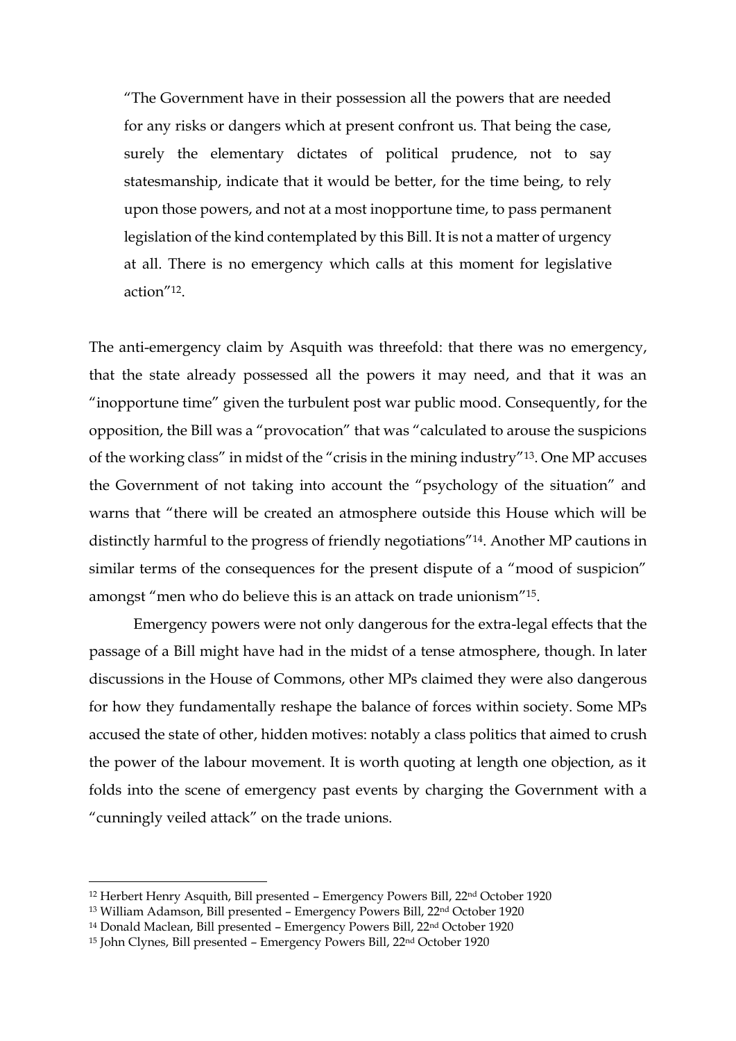> "The Government have in their possession all the powers that are needed for any risks or dangers which at present confront us. That being the case, surely the elementary dictates of political prudence, not to say statesmanship, indicate that it would be better, for the time being, to rely upon those powers, and not at a most inopportune time, to pass permanent legislation of the kind contemplated by this Bill. It is not a matter of urgency at all. There is no emergency which calls at this moment for legislative action"[12].

The anti-emergency claim by Asquith was threefold: that there was no emergency, that the state already possessed all the powers it may need, and that it was an "inopportune time" given the turbulent post war public mood. Consequently, for the opposition, the Bill was a "provocation" that was "calculated to arouse the suspicions of the working class" in midst of the "crisis in the mining industry"[13]. One MP accuses the Government of not taking into account the "psychology of the situation" and warns that "there will be created an atmosphere outside this House which will be distinctly harmful to the progress of friendly negotiations"[14]. Another MP cautions in similar terms of the consequences for the present dispute of a "mood of suspicion" amongst "men who do believe this is an attack on trade unionism"[15].

Emergency powers were not only dangerous for the extra-legal effects that the passage of a Bill might have had in the midst of a tense atmosphere, though. In later discussions in the House of Commons, other MPs claimed they were also dangerous for how they fundamentally reshape the balance of forces within society. Some MPs accused the state of other, hidden motives: notably a class politics that aimed to crush the power of the labour movement. It is worth quoting at length one objection, as it folds into the scene of emergency past events by charging the Government with a "cunningly veiled attack" on the trade unions.

---

[12] Herbert Henry Asquith, Bill presented – Emergency Powers Bill, 22nd October 1920

[13] William Adamson, Bill presented – Emergency Powers Bill, 22nd October 1920

[14] Donald Maclean, Bill presented – Emergency Powers Bill, 22nd October 1920

[15] John Clynes, Bill presented – Emergency Powers Bill, 22nd October 1920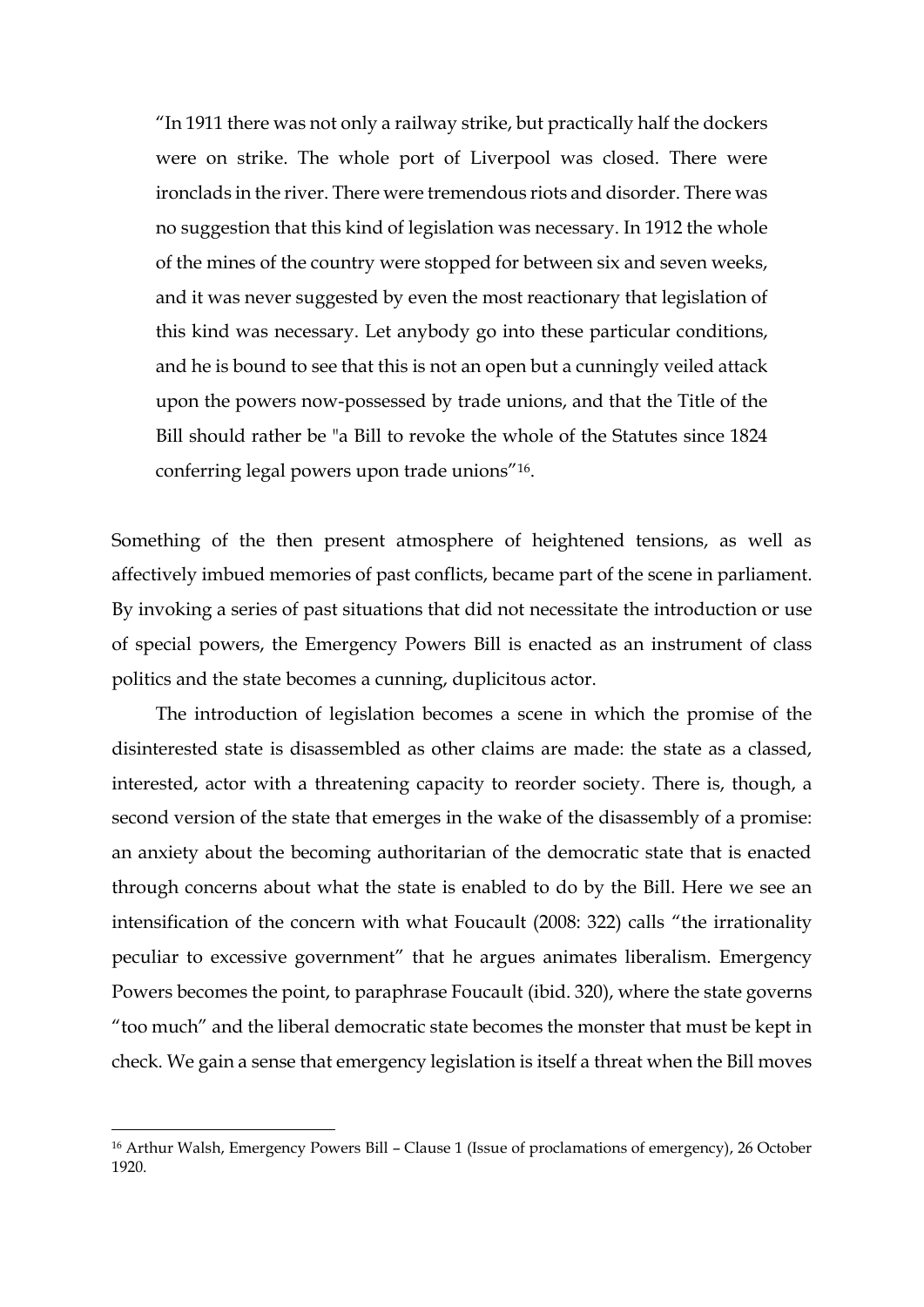> "In 1911 there was not only a railway strike, but practically half the dockers were on strike. The whole port of Liverpool was closed. There were ironclads in the river. There were tremendous riots and disorder. There was no suggestion that this kind of legislation was necessary. In 1912 the whole of the mines of the country were stopped for between six and seven weeks, and it was never suggested by even the most reactionary that legislation of this kind was necessary. Let anybody go into these particular conditions, and he is bound to see that this is not an open but a cunningly veiled attack upon the powers now-possessed by trade unions, and that the Title of the Bill should rather be "a Bill to revoke the whole of the Statutes since 1824 conferring legal powers upon trade unions"[16].

Something of the then present atmosphere of heightened tensions, as well as affectively imbued memories of past conflicts, became part of the scene in parliament. By invoking a series of past situations that did not necessitate the introduction or use of special powers, the Emergency Powers Bill is enacted as an instrument of class politics and the state becomes a cunning, duplicitous actor.

The introduction of legislation becomes a scene in which the promise of the disinterested state is disassembled as other claims are made: the state as a classed, interested, actor with a threatening capacity to reorder society. There is, though, a second version of the state that emerges in the wake of the disassembly of a promise: an anxiety about the becoming authoritarian of the democratic state that is enacted through concerns about what the state is enabled to do by the Bill. Here we see an intensification of the concern with what Foucault (2008: 322) calls "the irrationality peculiar to excessive government" that he argues animates liberalism. Emergency Powers becomes the point, to paraphrase Foucault (ibid. 320), where the state governs "too much" and the liberal democratic state becomes the monster that must be kept in check. We gain a sense that emergency legislation is itself a threat when the Bill moves

[16] Arthur Walsh, Emergency Powers Bill – Clause 1 (Issue of proclamations of emergency), 26 October 1920.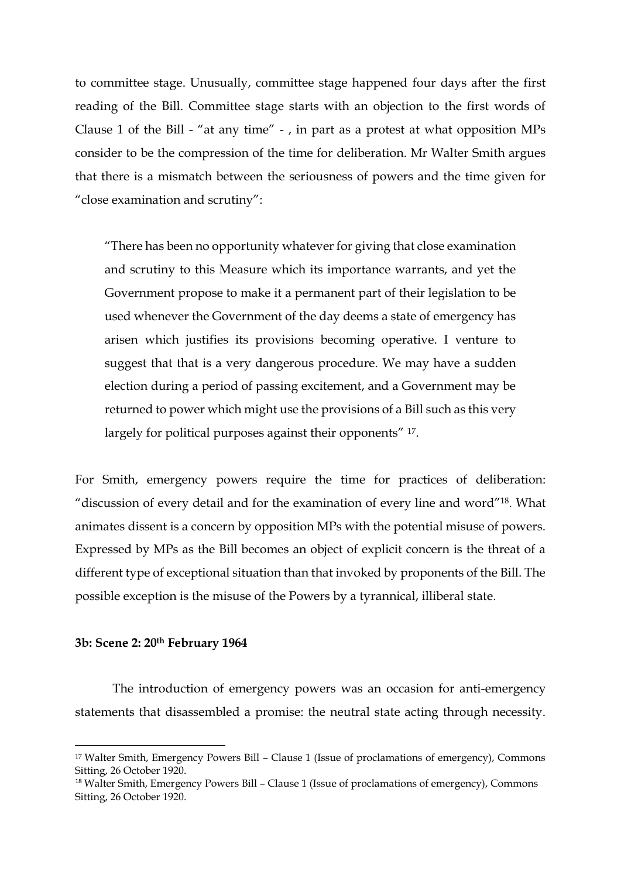to committee stage. Unusually, committee stage happened four days after the first reading of the Bill. Committee stage starts with an objection to the first words of Clause 1 of the Bill - "at any time" - , in part as a protest at what opposition MPs consider to be the compression of the time for deliberation. Mr Walter Smith argues that there is a mismatch between the seriousness of powers and the time given for "close examination and scrutiny":

> "There has been no opportunity whatever for giving that close examination and scrutiny to this Measure which its importance warrants, and yet the Government propose to make it a permanent part of their legislation to be used whenever the Government of the day deems a state of emergency has arisen which justifies its provisions becoming operative. I venture to suggest that that is a very dangerous procedure. We may have a sudden election during a period of passing excitement, and a Government may be returned to power which might use the provisions of a Bill such as this very largely for political purposes against their opponents" [17].

For Smith, emergency powers require the time for practices of deliberation: "discussion of every detail and for the examination of every line and word"[18]. What animates dissent is a concern by opposition MPs with the potential misuse of powers. Expressed by MPs as the Bill becomes an object of explicit concern is the threat of a different type of exceptional situation than that invoked by proponents of the Bill. The possible exception is the misuse of the Powers by a tyrannical, illiberal state.

### 3b: Scene 2: 20th February 1964

The introduction of emergency powers was an occasion for anti-emergency statements that disassembled a promise: the neutral state acting through necessity.

[17] Walter Smith, Emergency Powers Bill – Clause 1 (Issue of proclamations of emergency), Commons Sitting, 26 October 1920.

[18] Walter Smith, Emergency Powers Bill – Clause 1 (Issue of proclamations of emergency), Commons Sitting, 26 October 1920.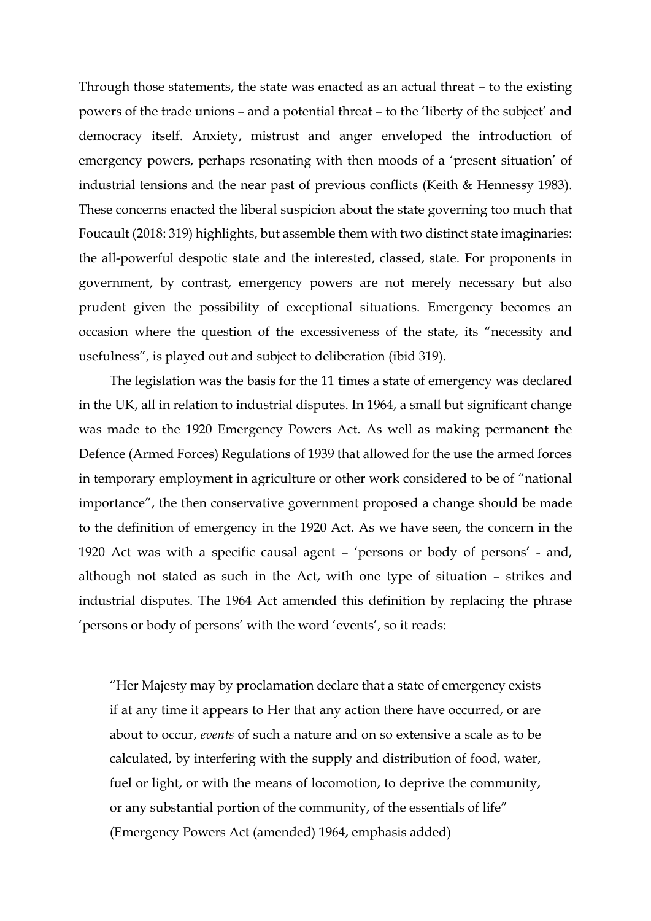Through those statements, the state was enacted as an actual threat – to the existing powers of the trade unions – and a potential threat – to the 'liberty of the subject' and democracy itself. Anxiety, mistrust and anger enveloped the introduction of emergency powers, perhaps resonating with then moods of a 'present situation' of industrial tensions and the near past of previous conflicts (Keith & Hennessy 1983). These concerns enacted the liberal suspicion about the state governing too much that Foucault (2018: 319) highlights, but assemble them with two distinct state imaginaries: the all-powerful despotic state and the interested, classed, state. For proponents in government, by contrast, emergency powers are not merely necessary but also prudent given the possibility of exceptional situations. Emergency becomes an occasion where the question of the excessiveness of the state, its "necessity and usefulness", is played out and subject to deliberation (ibid 319).

The legislation was the basis for the 11 times a state of emergency was declared in the UK, all in relation to industrial disputes. In 1964, a small but significant change was made to the 1920 Emergency Powers Act. As well as making permanent the Defence (Armed Forces) Regulations of 1939 that allowed for the use the armed forces in temporary employment in agriculture or other work considered to be of "national importance", the then conservative government proposed a change should be made to the definition of emergency in the 1920 Act. As we have seen, the concern in the 1920 Act was with a specific causal agent – 'persons or body of persons' - and, although not stated as such in the Act, with one type of situation – strikes and industrial disputes. The 1964 Act amended this definition by replacing the phrase 'persons or body of persons' with the word 'events', so it reads:

> "Her Majesty may by proclamation declare that a state of emergency exists if at any time it appears to Her that any action there have occurred, or are about to occur, *events* of such a nature and on so extensive a scale as to be calculated, by interfering with the supply and distribution of food, water, fuel or light, or with the means of locomotion, to deprive the community, or any substantial portion of the community, of the essentials of life" (Emergency Powers Act (amended) 1964, emphasis added)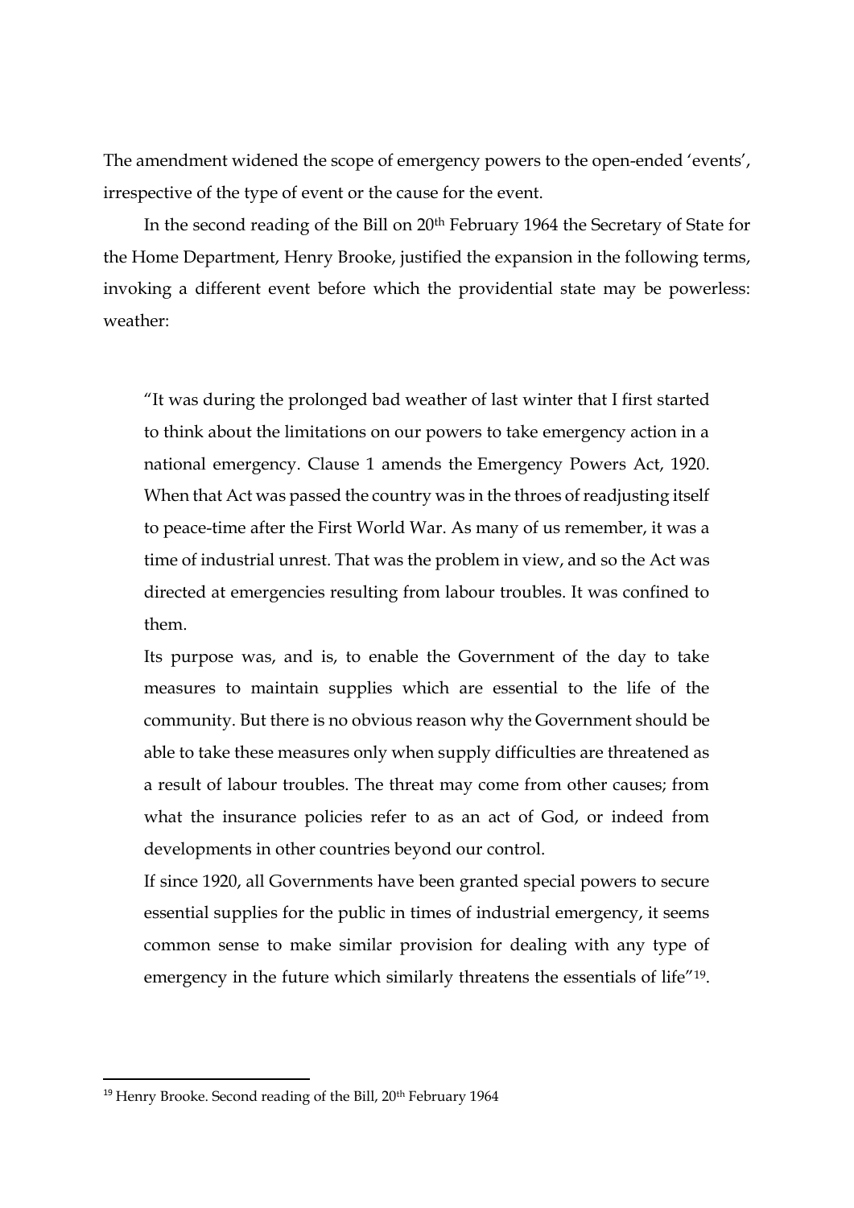The amendment widened the scope of emergency powers to the open-ended 'events', irrespective of the type of event or the cause for the event.

In the second reading of the Bill on 20th February 1964 the Secretary of State for the Home Department, Henry Brooke, justified the expansion in the following terms, invoking a different event before which the providential state may be powerless: weather:

> "It was during the prolonged bad weather of last winter that I first started to think about the limitations on our powers to take emergency action in a national emergency. Clause 1 amends the Emergency Powers Act, 1920. When that Act was passed the country was in the throes of readjusting itself to peace-time after the First World War. As many of us remember, it was a time of industrial unrest. That was the problem in view, and so the Act was directed at emergencies resulting from labour troubles. It was confined to them.
>
> Its purpose was, and is, to enable the Government of the day to take measures to maintain supplies which are essential to the life of the community. But there is no obvious reason why the Government should be able to take these measures only when supply difficulties are threatened as a result of labour troubles. The threat may come from other causes; from what the insurance policies refer to as an act of God, or indeed from developments in other countries beyond our control.
>
> If since 1920, all Governments have been granted special powers to secure essential supplies for the public in times of industrial emergency, it seems common sense to make similar provision for dealing with any type of emergency in the future which similarly threatens the essentials of life"[19].

[19] Henry Brooke. Second reading of the Bill, 20th February 1964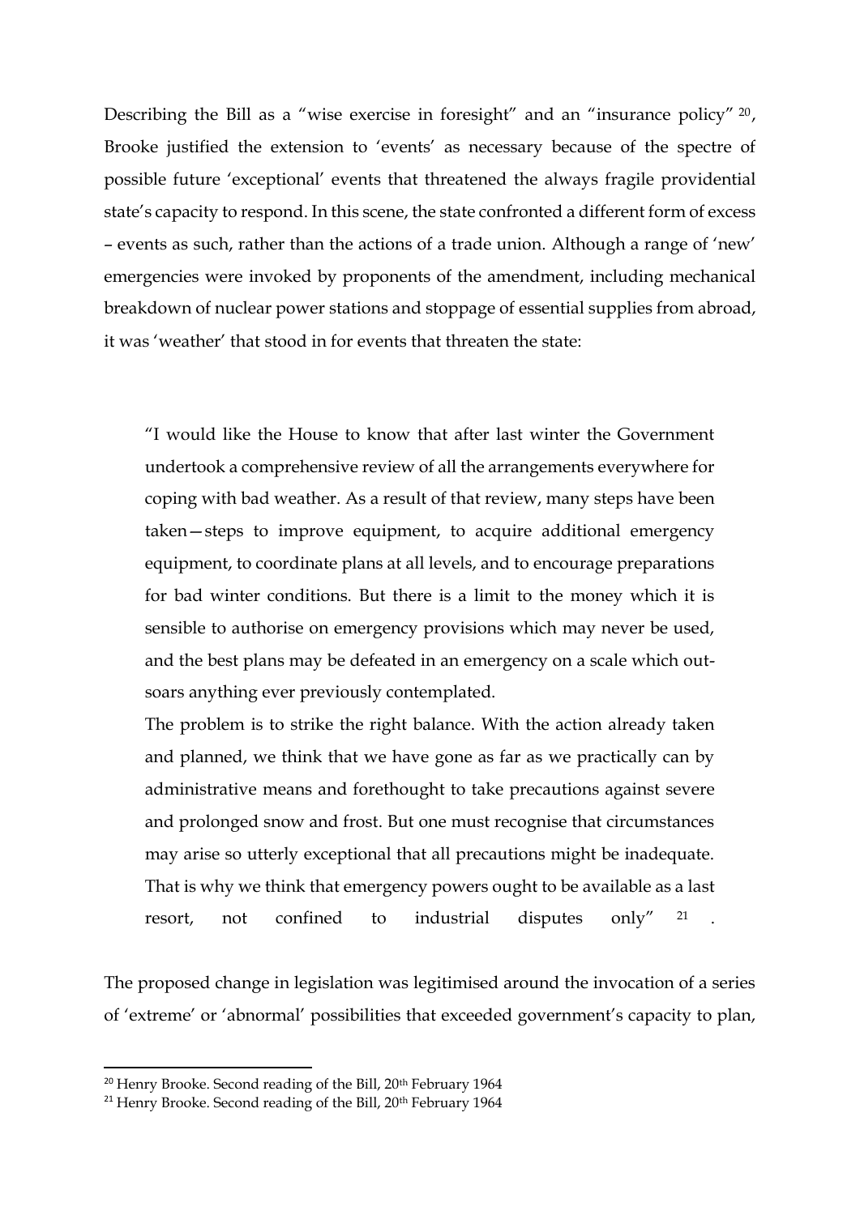Describing the Bill as a "wise exercise in foresight" and an "insurance policy" [20], Brooke justified the extension to 'events' as necessary because of the spectre of possible future 'exceptional' events that threatened the always fragile providential state's capacity to respond. In this scene, the state confronted a different form of excess – events as such, rather than the actions of a trade union. Although a range of 'new' emergencies were invoked by proponents of the amendment, including mechanical breakdown of nuclear power stations and stoppage of essential supplies from abroad, it was 'weather' that stood in for events that threaten the state:

> "I would like the House to know that after last winter the Government undertook a comprehensive review of all the arrangements everywhere for coping with bad weather. As a result of that review, many steps have been taken—steps to improve equipment, to acquire additional emergency equipment, to coordinate plans at all levels, and to encourage preparations for bad winter conditions. But there is a limit to the money which it is sensible to authorise on emergency provisions which may never be used, and the best plans may be defeated in an emergency on a scale which out-soars anything ever previously contemplated.
> The problem is to strike the right balance. With the action already taken and planned, we think that we have gone as far as we practically can by administrative means and forethought to take precautions against severe and prolonged snow and frost. But one must recognise that circumstances may arise so utterly exceptional that all precautions might be inadequate. That is why we think that emergency powers ought to be available as a last resort, not confined to industrial disputes only" [21].

The proposed change in legislation was legitimised around the invocation of a series of 'extreme' or 'abnormal' possibilities that exceeded government's capacity to plan,

[20] Henry Brooke. Second reading of the Bill, 20th February 1964

[21] Henry Brooke. Second reading of the Bill, 20th February 1964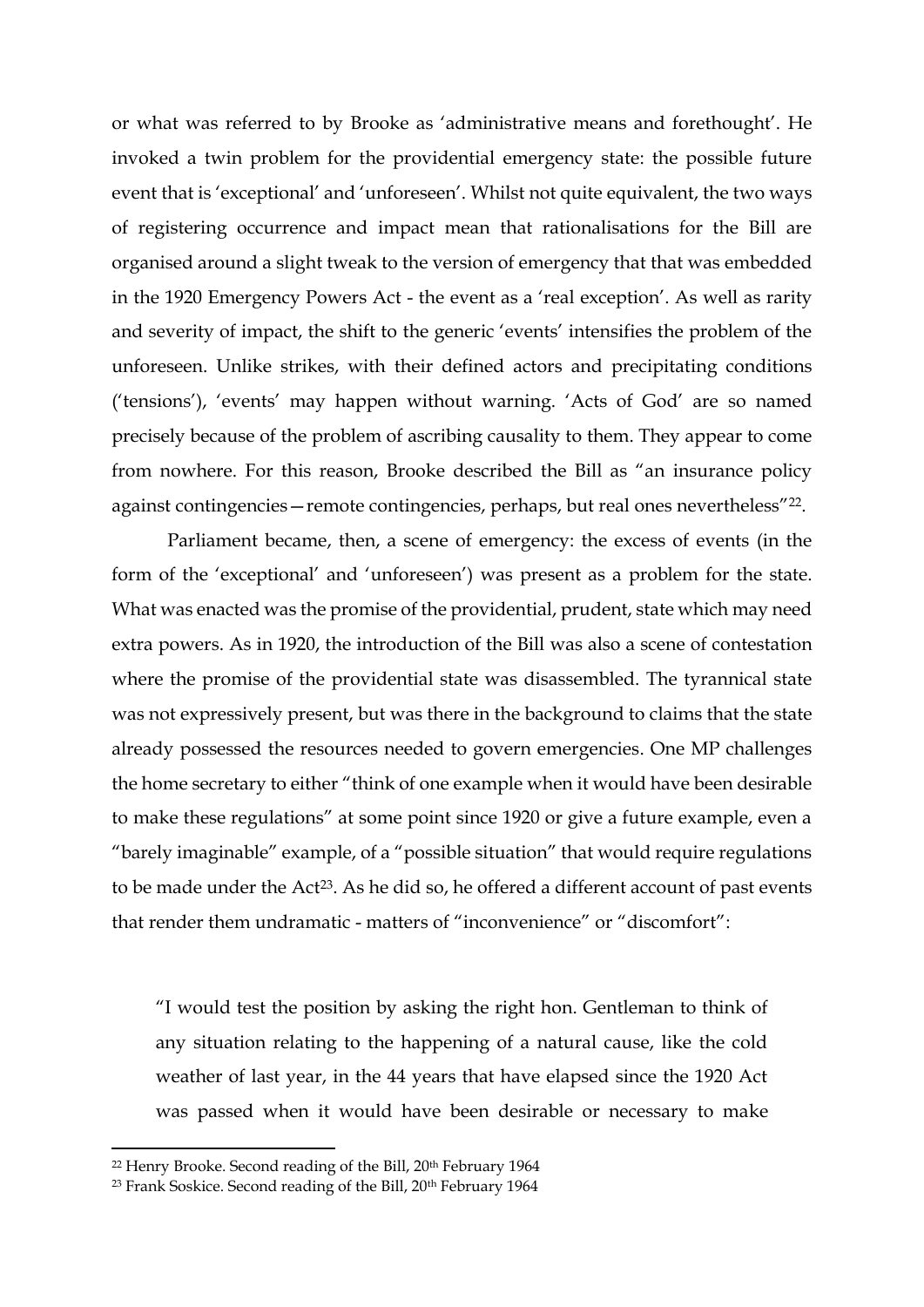or what was referred to by Brooke as 'administrative means and forethought'. He invoked a twin problem for the providential emergency state: the possible future event that is 'exceptional' and 'unforeseen'. Whilst not quite equivalent, the two ways of registering occurrence and impact mean that rationalisations for the Bill are organised around a slight tweak to the version of emergency that that was embedded in the 1920 Emergency Powers Act - the event as a 'real exception'. As well as rarity and severity of impact, the shift to the generic 'events' intensifies the problem of the unforeseen. Unlike strikes, with their defined actors and precipitating conditions ('tensions'), 'events' may happen without warning. 'Acts of God' are so named precisely because of the problem of ascribing causality to them. They appear to come from nowhere. For this reason, Brooke described the Bill as "an insurance policy against contingencies—remote contingencies, perhaps, but real ones nevertheless"[22].

Parliament became, then, a scene of emergency: the excess of events (in the form of the 'exceptional' and 'unforeseen') was present as a problem for the state. What was enacted was the promise of the providential, prudent, state which may need extra powers. As in 1920, the introduction of the Bill was also a scene of contestation where the promise of the providential state was disassembled. The tyrannical state was not expressively present, but was there in the background to claims that the state already possessed the resources needed to govern emergencies. One MP challenges the home secretary to either "think of one example when it would have been desirable to make these regulations" at some point since 1920 or give a future example, even a "barely imaginable" example, of a "possible situation" that would require regulations to be made under the Act[23]. As he did so, he offered a different account of past events that render them undramatic - matters of "inconvenience" or "discomfort":

> "I would test the position by asking the right hon. Gentleman to think of any situation relating to the happening of a natural cause, like the cold weather of last year, in the 44 years that have elapsed since the 1920 Act was passed when it would have been desirable or necessary to make

[22] Henry Brooke. Second reading of the Bill, 20th February 1964

[23] Frank Soskice. Second reading of the Bill, 20th February 1964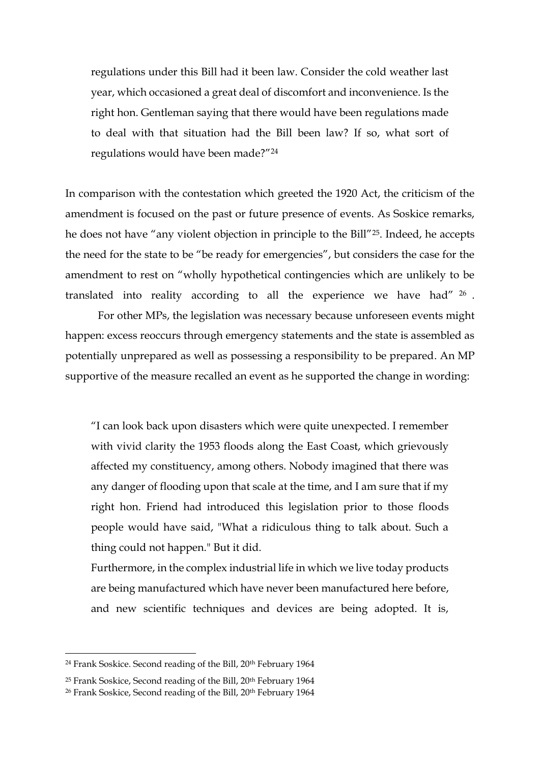> regulations under this Bill had it been law. Consider the cold weather last year, which occasioned a great deal of discomfort and inconvenience. Is the right hon. Gentleman saying that there would have been regulations made to deal with that situation had the Bill been law? If so, what sort of regulations would have been made?"[24]

In comparison with the contestation which greeted the 1920 Act, the criticism of the amendment is focused on the past or future presence of events. As Soskice remarks, he does not have "any violent objection in principle to the Bill"[25]. Indeed, he accepts the need for the state to be "be ready for emergencies", but considers the case for the amendment to rest on "wholly hypothetical contingencies which are unlikely to be translated into reality according to all the experience we have had"[26].

For other MPs, the legislation was necessary because unforeseen events might happen: excess reoccurs through emergency statements and the state is assembled as potentially unprepared as well as possessing a responsibility to be prepared. An MP supportive of the measure recalled an event as he supported the change in wording:

> "I can look back upon disasters which were quite unexpected. I remember with vivid clarity the 1953 floods along the East Coast, which grievously affected my constituency, among others. Nobody imagined that there was any danger of flooding upon that scale at the time, and I am sure that if my right hon. Friend had introduced this legislation prior to those floods people would have said, "What a ridiculous thing to talk about. Such a thing could not happen." But it did.
>
> Furthermore, in the complex industrial life in which we live today products are being manufactured which have never been manufactured here before, and new scientific techniques and devices are being adopted. It is,

[24] Frank Soskice. Second reading of the Bill, 20th February 1964

[25] Frank Soskice, Second reading of the Bill, 20th February 1964

[26] Frank Soskice, Second reading of the Bill, 20th February 1964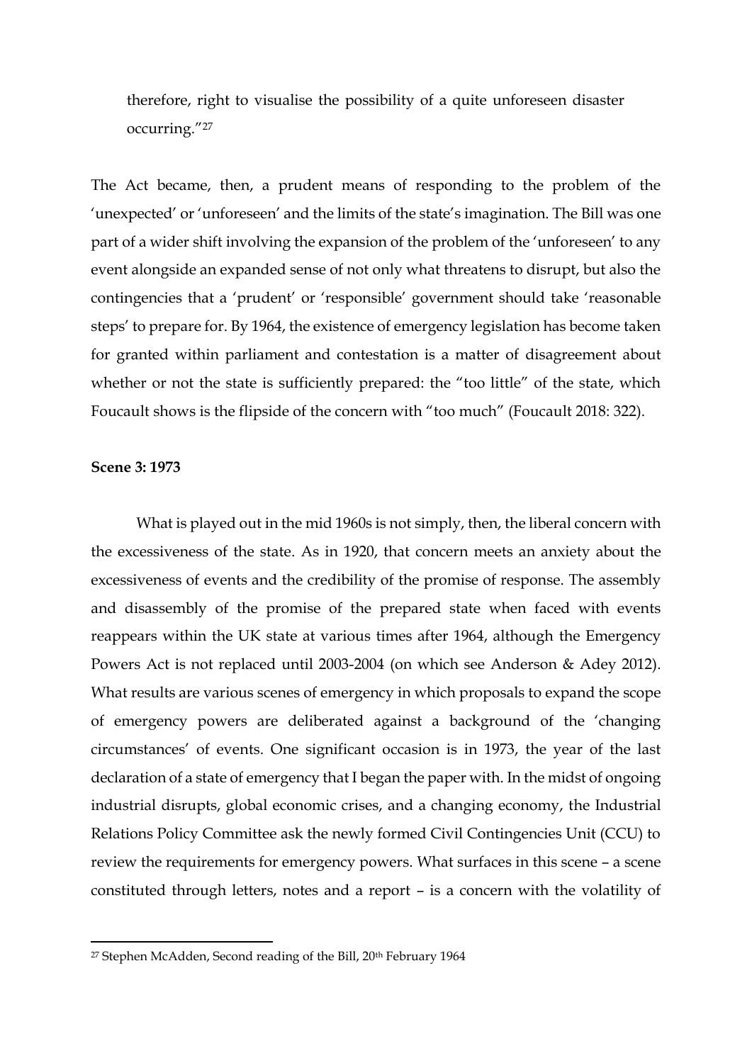therefore, right to visualise the possibility of a quite unforeseen disaster occurring."[27]

The Act became, then, a prudent means of responding to the problem of the 'unexpected' or 'unforeseen' and the limits of the state's imagination. The Bill was one part of a wider shift involving the expansion of the problem of the 'unforeseen' to any event alongside an expanded sense of not only what threatens to disrupt, but also the contingencies that a 'prudent' or 'responsible' government should take 'reasonable steps' to prepare for. By 1964, the existence of emergency legislation has become taken for granted within parliament and contestation is a matter of disagreement about whether or not the state is sufficiently prepared: the "too little" of the state, which Foucault shows is the flipside of the concern with "too much" (Foucault 2018: 322).

**Scene 3: 1973**

What is played out in the mid 1960s is not simply, then, the liberal concern with the excessiveness of the state. As in 1920, that concern meets an anxiety about the excessiveness of events and the credibility of the promise of response. The assembly and disassembly of the promise of the prepared state when faced with events reappears within the UK state at various times after 1964, although the Emergency Powers Act is not replaced until 2003-2004 (on which see Anderson & Adey 2012). What results are various scenes of emergency in which proposals to expand the scope of emergency powers are deliberated against a background of the 'changing circumstances' of events. One significant occasion is in 1973, the year of the last declaration of a state of emergency that I began the paper with. In the midst of ongoing industrial disrupts, global economic crises, and a changing economy, the Industrial Relations Policy Committee ask the newly formed Civil Contingencies Unit (CCU) to review the requirements for emergency powers. What surfaces in this scene – a scene constituted through letters, notes and a report – is a concern with the volatility of

[27] Stephen McAdden, Second reading of the Bill, 20th February 1964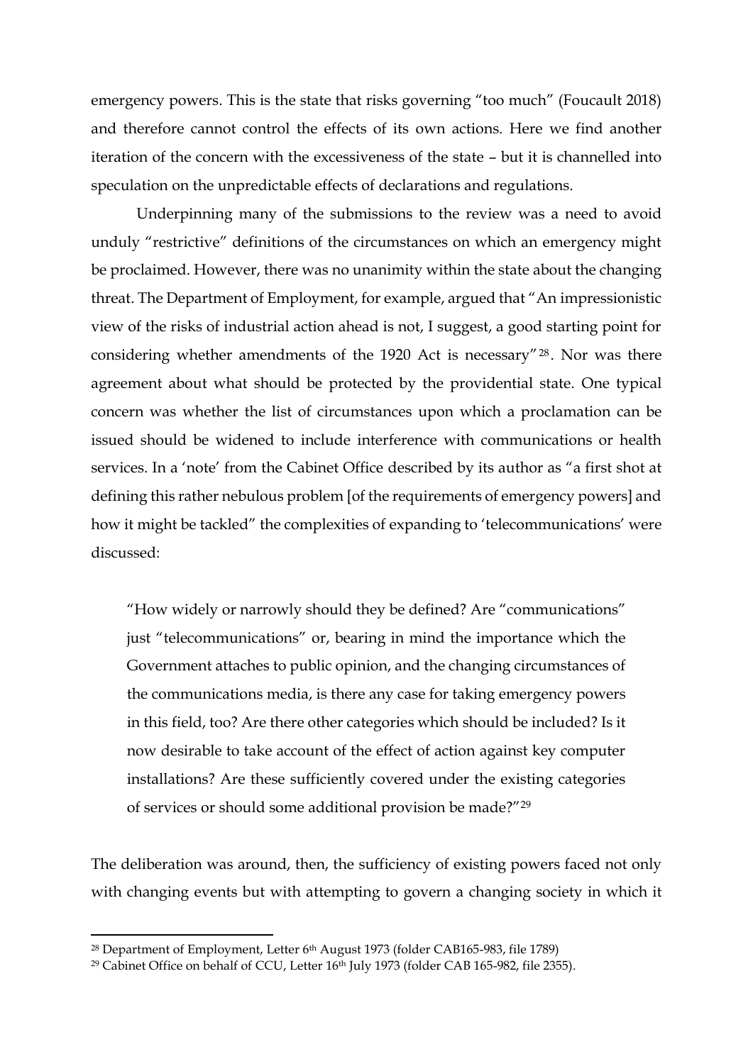emergency powers. This is the state that risks governing "too much" (Foucault 2018) and therefore cannot control the effects of its own actions. Here we find another iteration of the concern with the excessiveness of the state – but it is channelled into speculation on the unpredictable effects of declarations and regulations.

Underpinning many of the submissions to the review was a need to avoid unduly "restrictive" definitions of the circumstances on which an emergency might be proclaimed. However, there was no unanimity within the state about the changing threat. The Department of Employment, for example, argued that "An impressionistic view of the risks of industrial action ahead is not, I suggest, a good starting point for considering whether amendments of the 1920 Act is necessary"[28]. Nor was there agreement about what should be protected by the providential state. One typical concern was whether the list of circumstances upon which a proclamation can be issued should be widened to include interference with communications or health services. In a 'note' from the Cabinet Office described by its author as "a first shot at defining this rather nebulous problem [of the requirements of emergency powers] and how it might be tackled" the complexities of expanding to 'telecommunications' were discussed:

> "How widely or narrowly should they be defined? Are "communications" just "telecommunications" or, bearing in mind the importance which the Government attaches to public opinion, and the changing circumstances of the communications media, is there any case for taking emergency powers in this field, too? Are there other categories which should be included? Is it now desirable to take account of the effect of action against key computer installations? Are these sufficiently covered under the existing categories of services or should some additional provision be made?"[29]

The deliberation was around, then, the sufficiency of existing powers faced not only with changing events but with attempting to govern a changing society in which it

[28] Department of Employment, Letter 6th August 1973 (folder CAB165-983, file 1789)

[29] Cabinet Office on behalf of CCU, Letter 16th July 1973 (folder CAB 165-982, file 2355).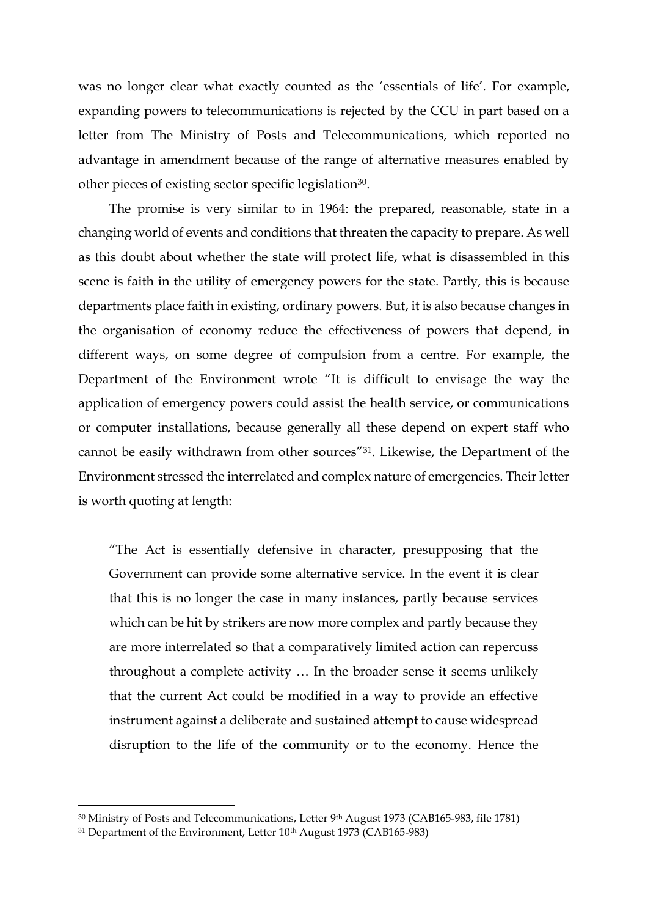was no longer clear what exactly counted as the 'essentials of life'. For example, expanding powers to telecommunications is rejected by the CCU in part based on a letter from The Ministry of Posts and Telecommunications, which reported no advantage in amendment because of the range of alternative measures enabled by other pieces of existing sector specific legislation[30].

The promise is very similar to in 1964: the prepared, reasonable, state in a changing world of events and conditions that threaten the capacity to prepare. As well as this doubt about whether the state will protect life, what is disassembled in this scene is faith in the utility of emergency powers for the state. Partly, this is because departments place faith in existing, ordinary powers. But, it is also because changes in the organisation of economy reduce the effectiveness of powers that depend, in different ways, on some degree of compulsion from a centre. For example, the Department of the Environment wrote "It is difficult to envisage the way the application of emergency powers could assist the health service, or communications or computer installations, because generally all these depend on expert staff who cannot be easily withdrawn from other sources"[31]. Likewise, the Department of the Environment stressed the interrelated and complex nature of emergencies. Their letter is worth quoting at length:

> "The Act is essentially defensive in character, presupposing that the Government can provide some alternative service. In the event it is clear that this is no longer the case in many instances, partly because services which can be hit by strikers are now more complex and partly because they are more interrelated so that a comparatively limited action can repercuss throughout a complete activity … In the broader sense it seems unlikely that the current Act could be modified in a way to provide an effective instrument against a deliberate and sustained attempt to cause widespread disruption to the life of the community or to the economy. Hence the

[30] Ministry of Posts and Telecommunications, Letter 9th August 1973 (CAB165-983, file 1781)

[31] Department of the Environment, Letter 10th August 1973 (CAB165-983)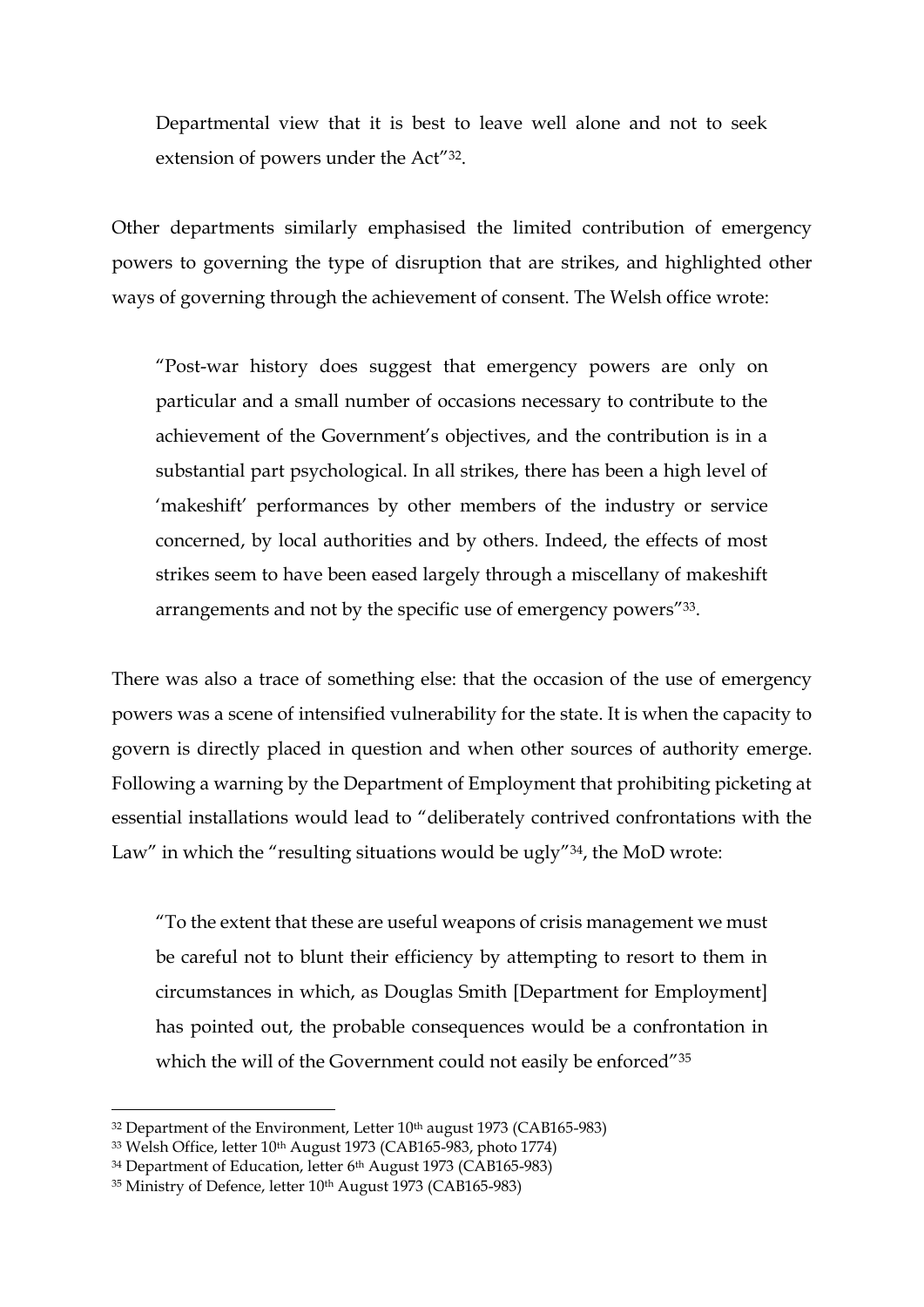Departmental view that it is best to leave well alone and not to seek extension of powers under the Act"[32].

Other departments similarly emphasised the limited contribution of emergency powers to governing the type of disruption that are strikes, and highlighted other ways of governing through the achievement of consent. The Welsh office wrote:

> "Post-war history does suggest that emergency powers are only on particular and a small number of occasions necessary to contribute to the achievement of the Government's objectives, and the contribution is in a substantial part psychological. In all strikes, there has been a high level of 'makeshift' performances by other members of the industry or service concerned, by local authorities and by others. Indeed, the effects of most strikes seem to have been eased largely through a miscellany of makeshift arrangements and not by the specific use of emergency powers"[33].

There was also a trace of something else: that the occasion of the use of emergency powers was a scene of intensified vulnerability for the state. It is when the capacity to govern is directly placed in question and when other sources of authority emerge. Following a warning by the Department of Employment that prohibiting picketing at essential installations would lead to "deliberately contrived confrontations with the Law" in which the "resulting situations would be ugly"[34], the MoD wrote:

> "To the extent that these are useful weapons of crisis management we must be careful not to blunt their efficiency by attempting to resort to them in circumstances in which, as Douglas Smith [Department for Employment] has pointed out, the probable consequences would be a confrontation in which the will of the Government could not easily be enforced"[35]

---

[32] Department of the Environment, Letter 10th august 1973 (CAB165-983)

[33] Welsh Office, letter 10th August 1973 (CAB165-983, photo 1774)

[34] Department of Education, letter 6th August 1973 (CAB165-983)

[35] Ministry of Defence, letter 10th August 1973 (CAB165-983)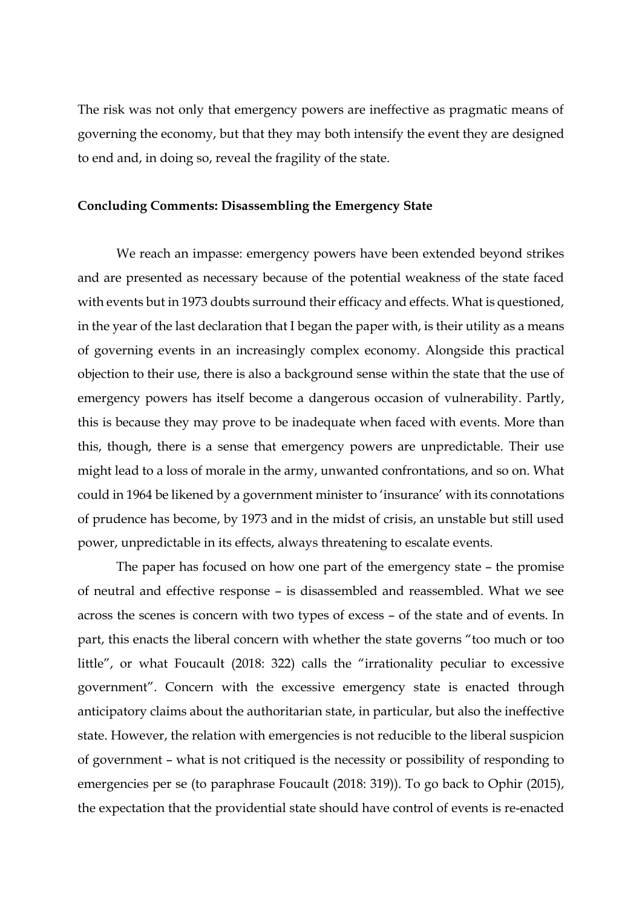The risk was not only that emergency powers are ineffective as pragmatic means of governing the economy, but that they may both intensify the event they are designed to end and, in doing so, reveal the fragility of the state.

**Concluding Comments: Disassembling the Emergency State**

We reach an impasse: emergency powers have been extended beyond strikes and are presented as necessary because of the potential weakness of the state faced with events but in 1973 doubts surround their efficacy and effects. What is questioned, in the year of the last declaration that I began the paper with, is their utility as a means of governing events in an increasingly complex economy. Alongside this practical objection to their use, there is also a background sense within the state that the use of emergency powers has itself become a dangerous occasion of vulnerability. Partly, this is because they may prove to be inadequate when faced with events. More than this, though, there is a sense that emergency powers are unpredictable. Their use might lead to a loss of morale in the army, unwanted confrontations, and so on. What could in 1964 be likened by a government minister to 'insurance' with its connotations of prudence has become, by 1973 and in the midst of crisis, an unstable but still used power, unpredictable in its effects, always threatening to escalate events.

The paper has focused on how one part of the emergency state – the promise of neutral and effective response – is disassembled and reassembled. What we see across the scenes is concern with two types of excess – of the state and of events. In part, this enacts the liberal concern with whether the state governs "too much or too little", or what Foucault (2018: 322) calls the "irrationality peculiar to excessive government". Concern with the excessive emergency state is enacted through anticipatory claims about the authoritarian state, in particular, but also the ineffective state. However, the relation with emergencies is not reducible to the liberal suspicion of government – what is not critiqued is the necessity or possibility of responding to emergencies per se (to paraphrase Foucault (2018: 319)). To go back to Ophir (2015), the expectation that the providential state should have control of events is re-enacted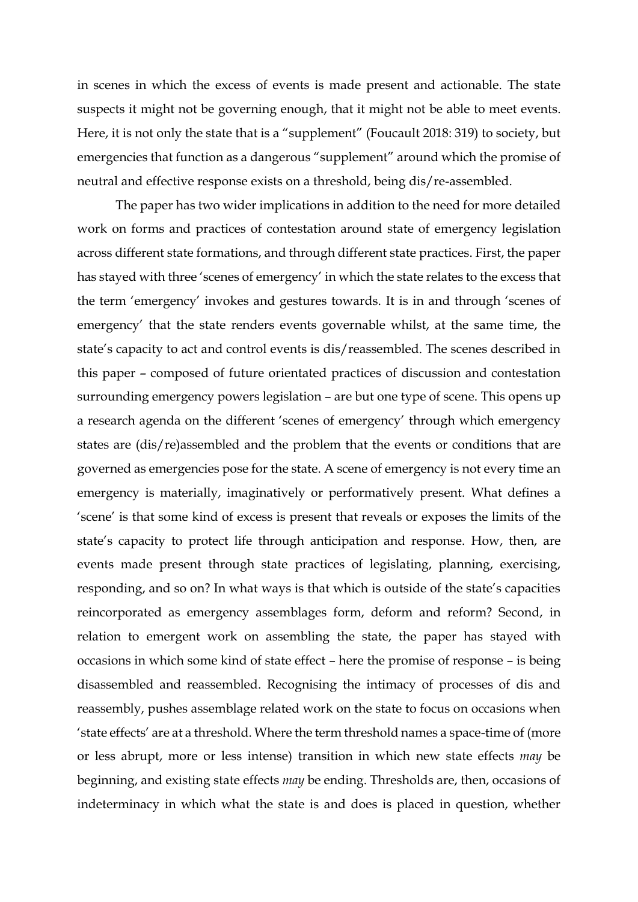in scenes in which the excess of events is made present and actionable. The state suspects it might not be governing enough, that it might not be able to meet events. Here, it is not only the state that is a "supplement" (Foucault 2018: 319) to society, but emergencies that function as a dangerous "supplement" around which the promise of neutral and effective response exists on a threshold, being dis/re-assembled.

The paper has two wider implications in addition to the need for more detailed work on forms and practices of contestation around state of emergency legislation across different state formations, and through different state practices. First, the paper has stayed with three 'scenes of emergency' in which the state relates to the excess that the term 'emergency' invokes and gestures towards. It is in and through 'scenes of emergency' that the state renders events governable whilst, at the same time, the state's capacity to act and control events is dis/reassembled. The scenes described in this paper – composed of future orientated practices of discussion and contestation surrounding emergency powers legislation – are but one type of scene. This opens up a research agenda on the different 'scenes of emergency' through which emergency states are (dis/re)assembled and the problem that the events or conditions that are governed as emergencies pose for the state. A scene of emergency is not every time an emergency is materially, imaginatively or performatively present. What defines a 'scene' is that some kind of excess is present that reveals or exposes the limits of the state's capacity to protect life through anticipation and response. How, then, are events made present through state practices of legislating, planning, exercising, responding, and so on? In what ways is that which is outside of the state's capacities reincorporated as emergency assemblages form, deform and reform? Second, in relation to emergent work on assembling the state, the paper has stayed with occasions in which some kind of state effect – here the promise of response – is being disassembled and reassembled. Recognising the intimacy of processes of dis and reassembly, pushes assemblage related work on the state to focus on occasions when 'state effects' are at a threshold. Where the term threshold names a space-time of (more or less abrupt, more or less intense) transition in which new state effects *may* be beginning, and existing state effects *may* be ending. Thresholds are, then, occasions of indeterminacy in which what the state is and does is placed in question, whether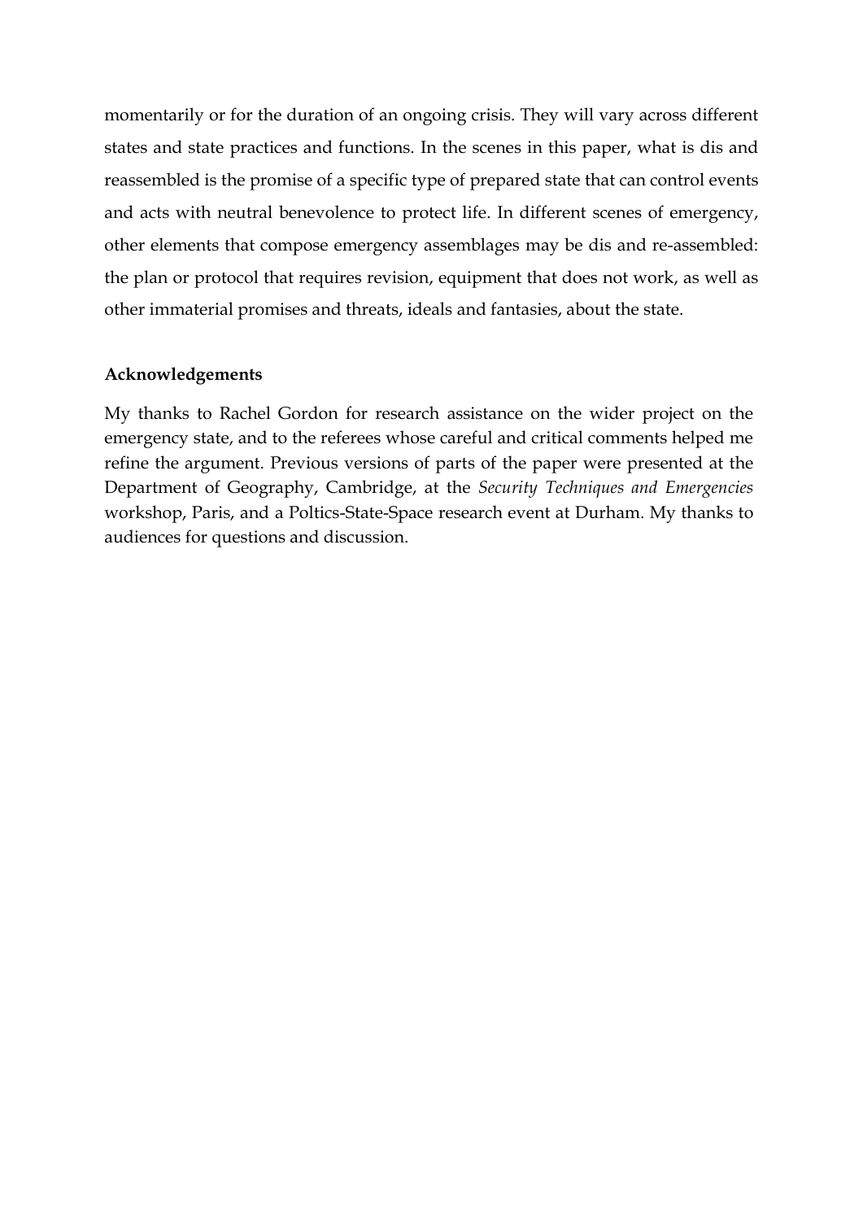momentarily or for the duration of an ongoing crisis. They will vary across different states and state practices and functions. In the scenes in this paper, what is dis and reassembled is the promise of a specific type of prepared state that can control events and acts with neutral benevolence to protect life. In different scenes of emergency, other elements that compose emergency assemblages may be dis and re-assembled: the plan or protocol that requires revision, equipment that does not work, as well as other immaterial promises and threats, ideals and fantasies, about the state.

### Acknowledgements

My thanks to Rachel Gordon for research assistance on the wider project on the emergency state, and to the referees whose careful and critical comments helped me refine the argument. Previous versions of parts of the paper were presented at the Department of Geography, Cambridge, at the *Security Techniques and Emergencies* workshop, Paris, and a Poltics-State-Space research event at Durham. My thanks to audiences for questions and discussion.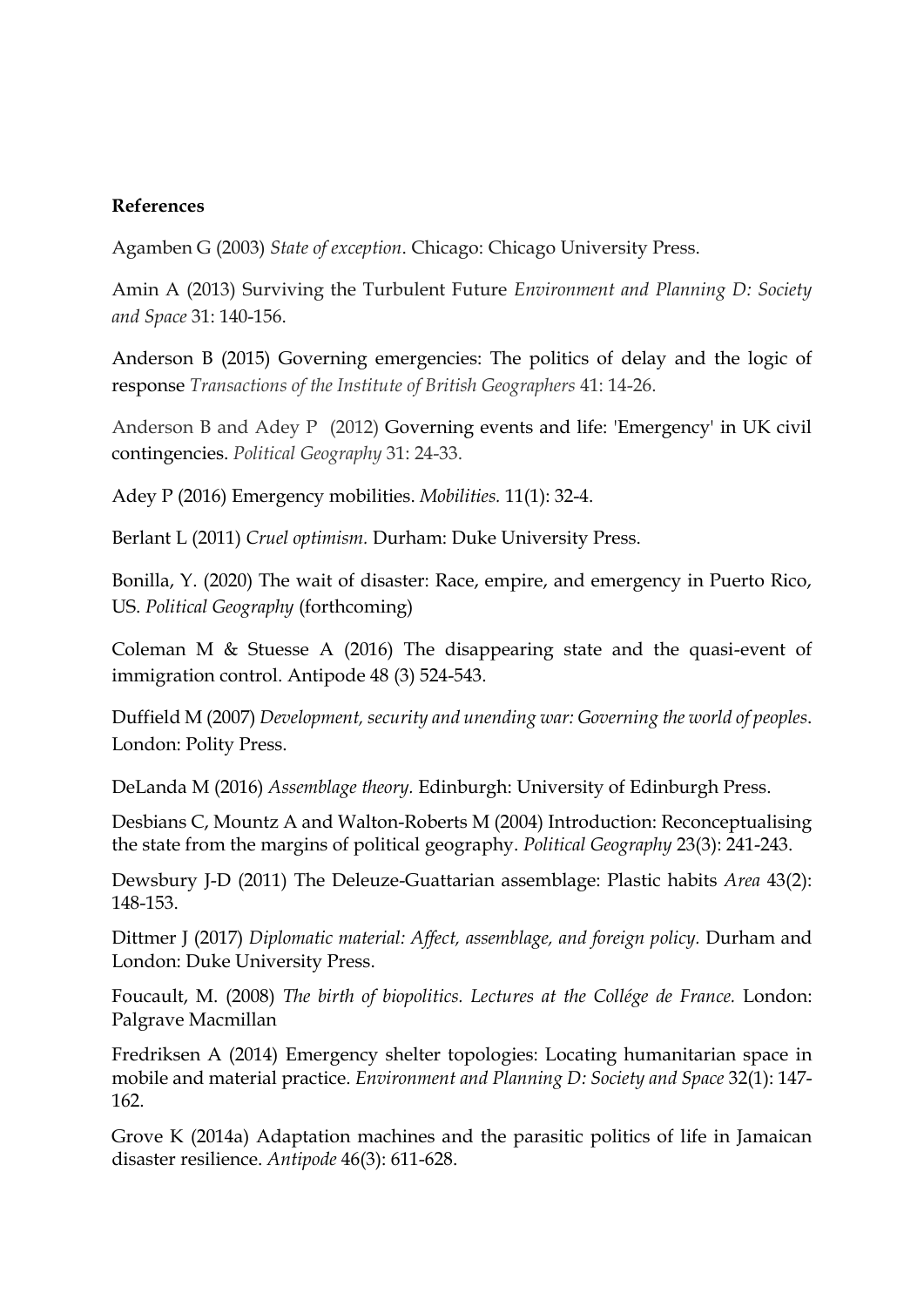**References**

Agamben G (2003) *State of exception*. Chicago: Chicago University Press.

Amin A (2013) Surviving the Turbulent Future *Environment and Planning D: Society and Space* 31: 140-156.

Anderson B (2015) Governing emergencies: The politics of delay and the logic of response *Transactions of the Institute of British Geographers* 41: 14-26.

Anderson B and Adey P (2012) Governing events and life: 'Emergency' in UK civil contingencies. *Political Geography* 31: 24-33.

Adey P (2016) Emergency mobilities. *Mobilities.* 11(1): 32-4.

Berlant L (2011) *Cruel optimism.* Durham: Duke University Press.

Bonilla, Y. (2020) The wait of disaster: Race, empire, and emergency in Puerto Rico, US. *Political Geography* (forthcoming)

Coleman M & Stuesse A (2016) The disappearing state and the quasi-event of immigration control. Antipode 48 (3) 524-543.

Duffield M (2007) *Development, security and unending war: Governing the world of peoples*. London: Polity Press.

DeLanda M (2016) *Assemblage theory.* Edinburgh: University of Edinburgh Press.

Desbians C, Mountz A and Walton-Roberts M (2004) Introduction: Reconceptualising the state from the margins of political geography. *Political Geography* 23(3): 241-243.

Dewsbury J-D (2011) The Deleuze-Guattarian assemblage: Plastic habits *Area* 43(2): 148-153.

Dittmer J (2017) *Diplomatic material: Affect, assemblage, and foreign policy.* Durham and London: Duke University Press.

Foucault, M. (2008) *The birth of biopolitics. Lectures at the Collége de France.* London: Palgrave Macmillan

Fredriksen A (2014) Emergency shelter topologies: Locating humanitarian space in mobile and material practice. *Environment and Planning D: Society and Space* 32(1): 147-162.

Grove K (2014a) Adaptation machines and the parasitic politics of life in Jamaican disaster resilience. *Antipode* 46(3): 611-628.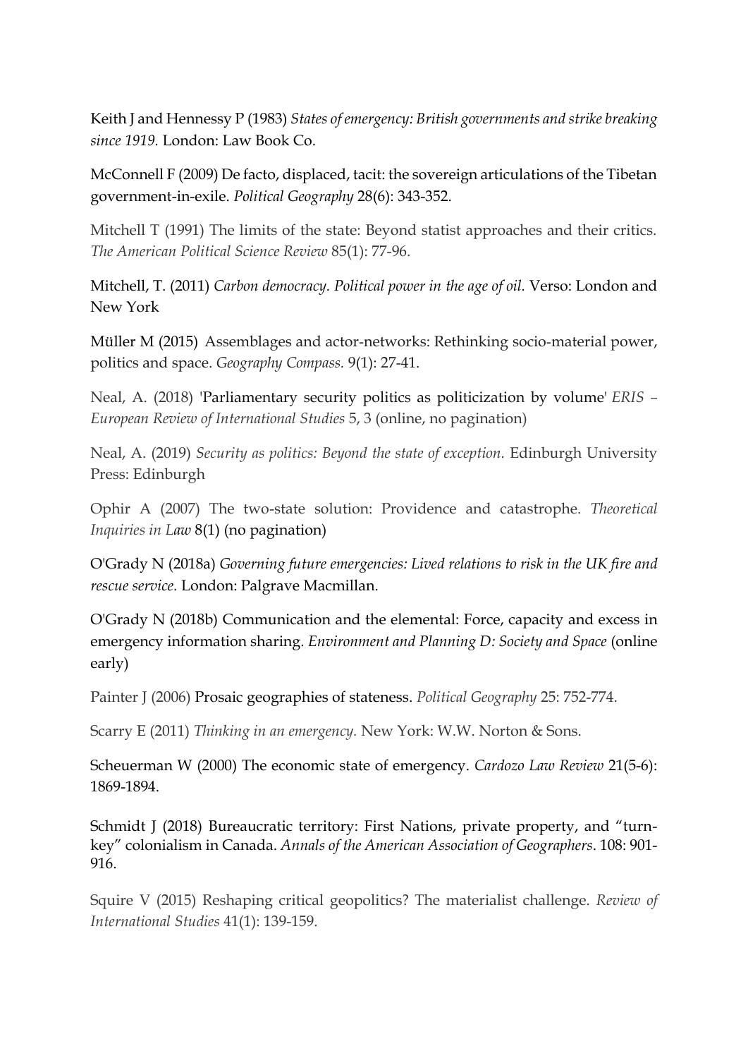Keith J and Hennessy P (1983) *States of emergency: British governments and strike breaking since 1919.* London: Law Book Co.

McConnell F (2009) De facto, displaced, tacit: the sovereign articulations of the Tibetan government-in-exile. *Political Geography* 28(6): 343-352.

Mitchell T (1991) The limits of the state: Beyond statist approaches and their critics. *The American Political Science Review* 85(1): 77-96.

Mitchell, T. (2011) *Carbon democracy. Political power in the age of oil.* Verso: London and New York

Müller M (2015) Assemblages and actor-networks: Rethinking socio-material power, politics and space. *Geography Compass.* 9(1): 27-41.

Neal, A. (2018) 'Parliamentary security politics as politicization by volume' *ERIS – European Review of International Studies* 5, 3 (online, no pagination)

Neal, A. (2019) *Security as politics: Beyond the state of exception.* Edinburgh University Press: Edinburgh

Ophir A (2007) The two-state solution: Providence and catastrophe. *Theoretical Inquiries in Law* 8(1) (no pagination)

O'Grady N (2018a) *Governing future emergencies: Lived relations to risk in the UK fire and rescue service.* London: Palgrave Macmillan.

O'Grady N (2018b) Communication and the elemental: Force, capacity and excess in emergency information sharing. *Environment and Planning D: Society and Space* (online early)

Painter J (2006) Prosaic geographies of stateness. *Political Geography* 25: 752-774.

Scarry E (2011) *Thinking in an emergency.* New York: W.W. Norton & Sons.

Scheuerman W (2000) The economic state of emergency. *Cardozo Law Review* 21(5-6): 1869-1894.

Schmidt J (2018) Bureaucratic territory: First Nations, private property, and "turn-key" colonialism in Canada. *Annals of the American Association of Geographers*. 108: 901-916.

Squire V (2015) Reshaping critical geopolitics? The materialist challenge. *Review of International Studies* 41(1): 139-159.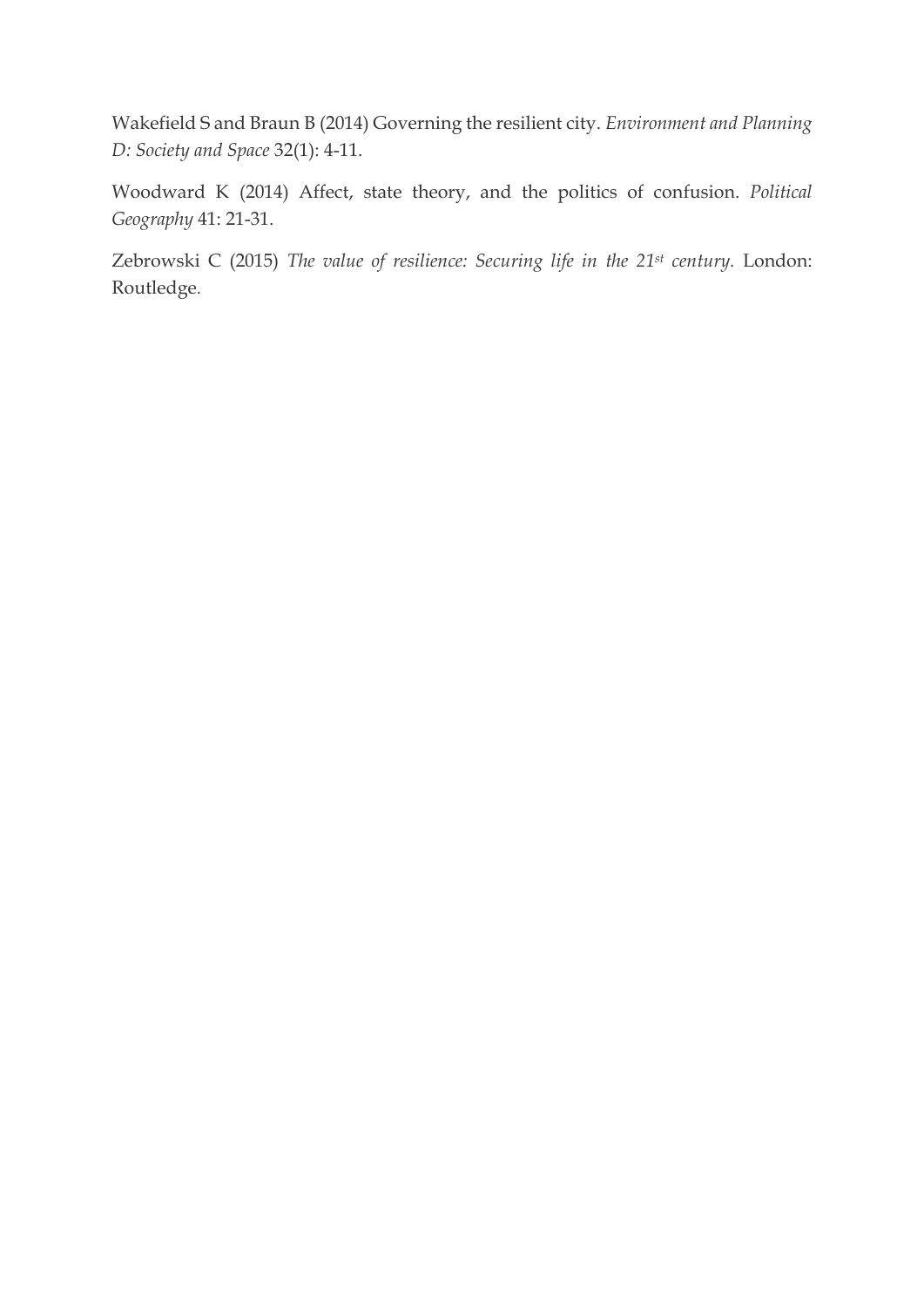Wakefield S and Braun B (2014) Governing the resilient city. *Environment and Planning D: Society and Space* 32(1): 4-11.

Woodward K (2014) Affect, state theory, and the politics of confusion. *Political Geography* 41: 21-31.

Zebrowski C (2015) *The value of resilience: Securing life in the 21st century*. London: Routledge.